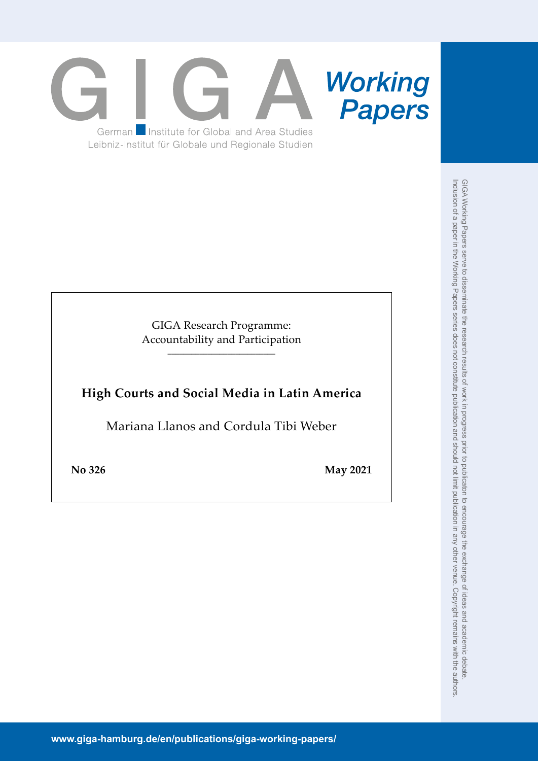# GIGA Working Papers

German Institute for Global and Area Studies
Leibniz-Institut für Globale und Regionale Studien

GIGA Research Programme:
Accountability and Participation

## High Courts and Social Media in Latin America

Mariana Llanos and Cordula Tibi Weber

**No 326** **May 2021**

GIGA Working Papers serve to disseminate the research results of work in progress prior to publicaton to encourage the exchange of ideas and academic debate. Inclusion of a paper in the Working Papers series does not constitute publication and should not limit publication in any other venue. Copyright remains with the authors.

www.giga-hamburg.de/en/publications/giga-working-papers/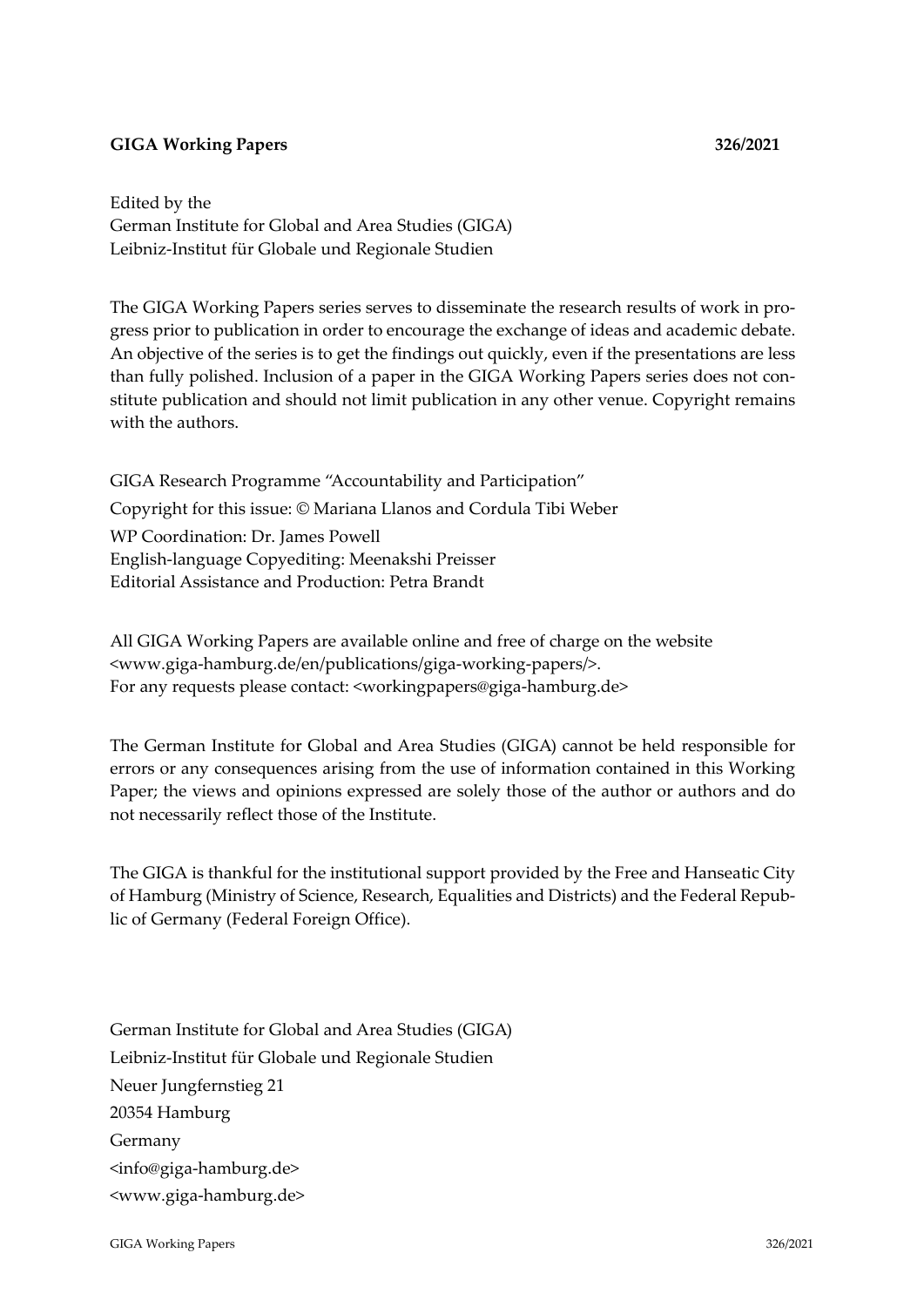**GIGA Working Papers** **326/2021**

Edited by the
German Institute for Global and Area Studies (GIGA)
Leibniz-Institut für Globale und Regionale Studien

The GIGA Working Papers series serves to disseminate the research results of work in progress prior to publication in order to encourage the exchange of ideas and academic debate. An objective of the series is to get the findings out quickly, even if the presentations are less than fully polished. Inclusion of a paper in the GIGA Working Papers series does not constitute publication and should not limit publication in any other venue. Copyright remains with the authors.

GIGA Research Programme "Accountability and Participation"
Copyright for this issue: © Mariana Llanos and Cordula Tibi Weber
WP Coordination: Dr. James Powell
English-language Copyediting: Meenakshi Preisser
Editorial Assistance and Production: Petra Brandt

All GIGA Working Papers are available online and free of charge on the website <www.giga-hamburg.de/en/publications/giga-working-papers/>.
For any requests please contact: <workingpapers@giga-hamburg.de>

The German Institute for Global and Area Studies (GIGA) cannot be held responsible for errors or any consequences arising from the use of information contained in this Working Paper; the views and opinions expressed are solely those of the author or authors and do not necessarily reflect those of the Institute.

The GIGA is thankful for the institutional support provided by the Free and Hanseatic City of Hamburg (Ministry of Science, Research, Equalities and Districts) and the Federal Republic of Germany (Federal Foreign Office).

German Institute for Global and Area Studies (GIGA)
Leibniz-Institut für Globale und Regionale Studien
Neuer Jungfernstieg 21
20354 Hamburg
Germany
<info@giga-hamburg.de>
<www.giga-hamburg.de>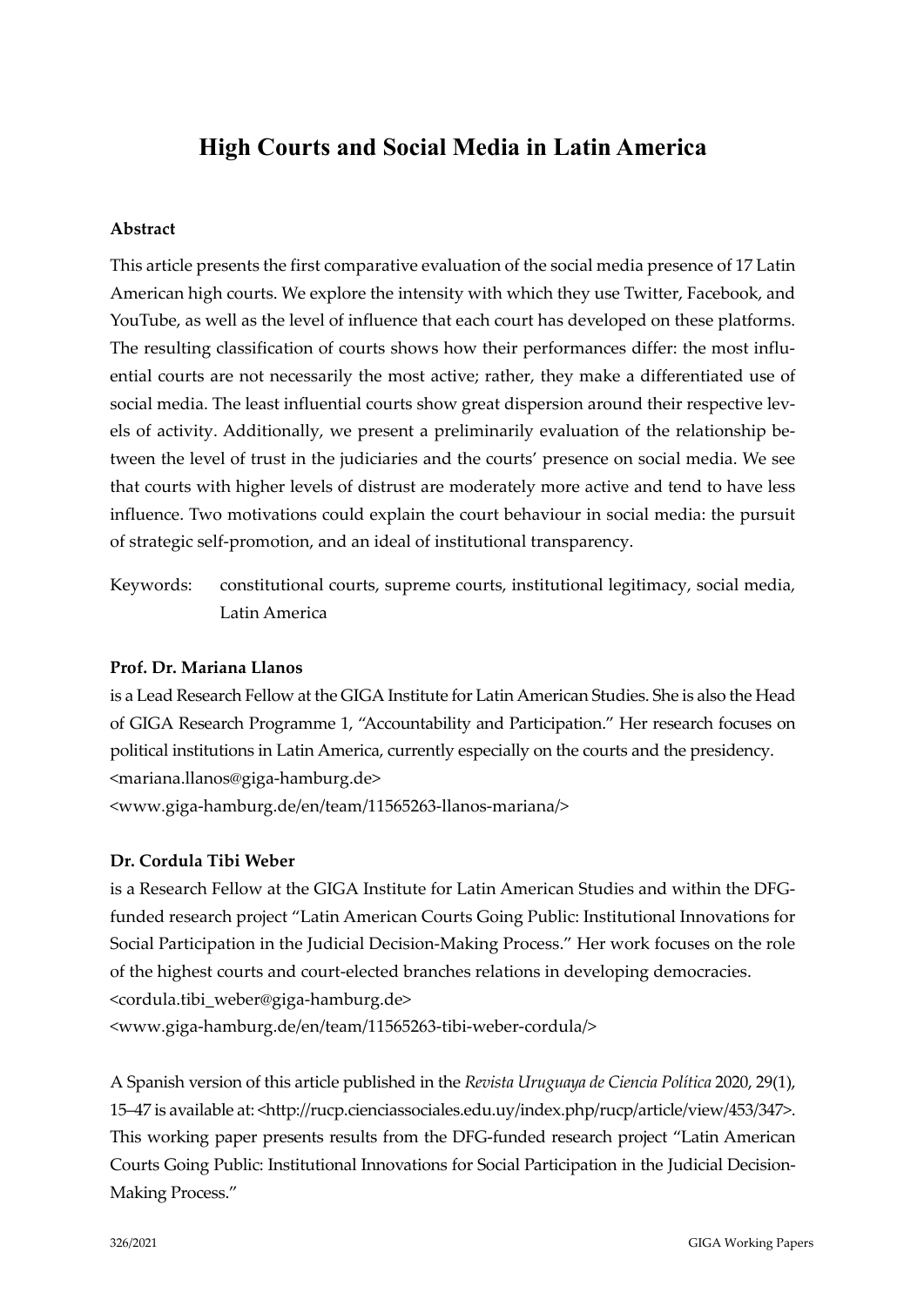# High Courts and Social Media in Latin America

## Abstract

This article presents the first comparative evaluation of the social media presence of 17 Latin American high courts. We explore the intensity with which they use Twitter, Facebook, and YouTube, as well as the level of influence that each court has developed on these platforms. The resulting classification of courts shows how their performances differ: the most influential courts are not necessarily the most active; rather, they make a differentiated use of social media. The least influential courts show great dispersion around their respective levels of activity. Additionally, we present a preliminarily evaluation of the relationship between the level of trust in the judiciaries and the courts' presence on social media. We see that courts with higher levels of distrust are moderately more active and tend to have less influence. Two motivations could explain the court behaviour in social media: the pursuit of strategic self-promotion, and an ideal of institutional transparency.

Keywords: constitutional courts, supreme courts, institutional legitimacy, social media, Latin America

**Prof. Dr. Mariana Llanos**

is a Lead Research Fellow at the GIGA Institute for Latin American Studies. She is also the Head of GIGA Research Programme 1, "Accountability and Participation." Her research focuses on political institutions in Latin America, currently especially on the courts and the presidency.
<mariana.llanos@giga-hamburg.de>
<www.giga-hamburg.de/en/team/11565263-llanos-mariana/>

**Dr. Cordula Tibi Weber**

is a Research Fellow at the GIGA Institute for Latin American Studies and within the DFG-funded research project "Latin American Courts Going Public: Institutional Innovations for Social Participation in the Judicial Decision-Making Process." Her work focuses on the role of the highest courts and court-elected branches relations in developing democracies.
<cordula.tibi_weber@giga-hamburg.de>
<www.giga-hamburg.de/en/team/11565263-tibi-weber-cordula/>

A Spanish version of this article published in the *Revista Uruguaya de Ciencia Política* 2020, 29(1), 15–47 is available at: <http://rucp.cienciassociales.edu.uy/index.php/rucp/article/view/453/347>. This working paper presents results from the DFG-funded research project "Latin American Courts Going Public: Institutional Innovations for Social Participation in the Judicial Decision-Making Process."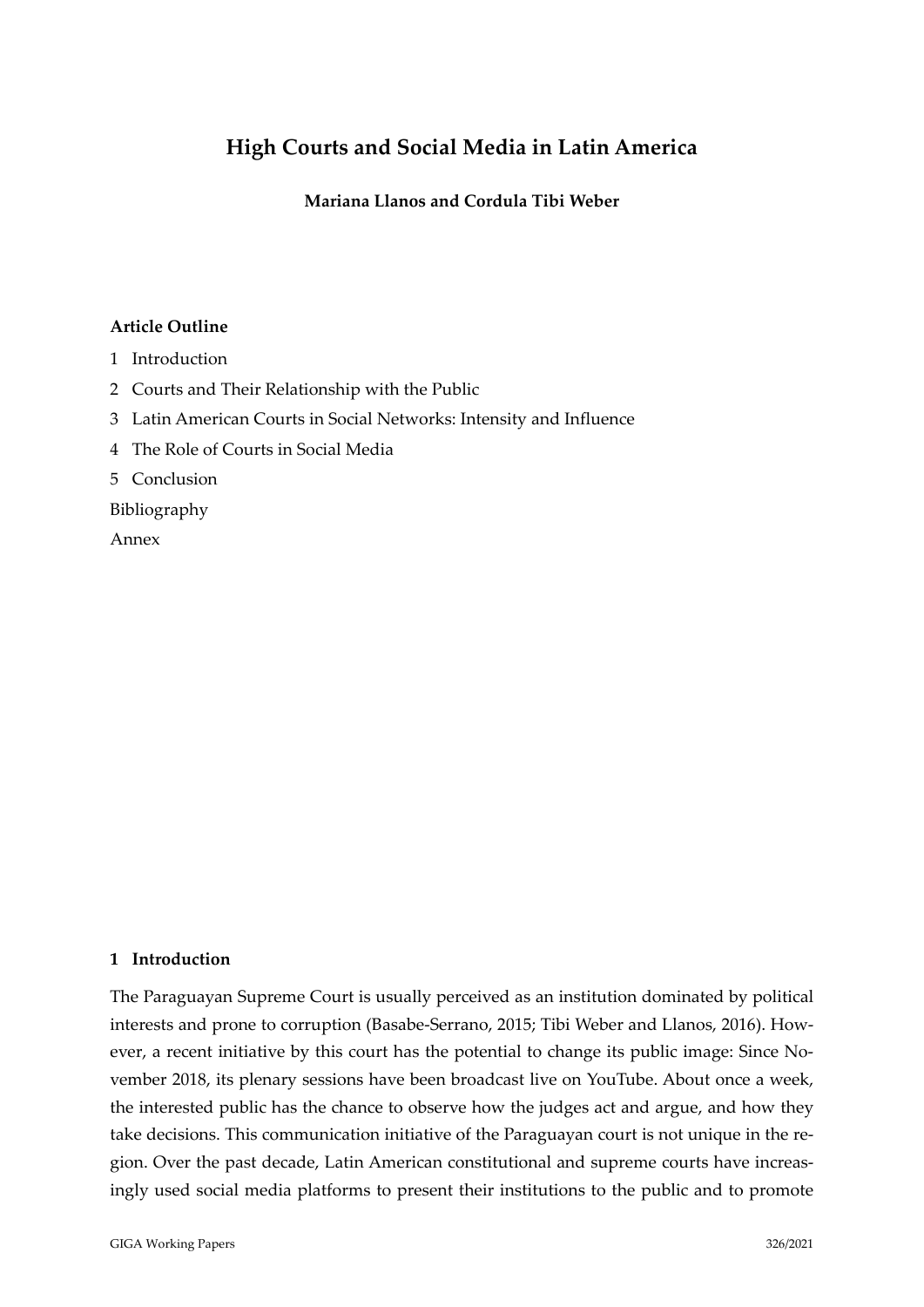# High Courts and Social Media in Latin America

**Mariana Llanos and Cordula Tibi Weber**

**Article Outline**

1 Introduction

2 Courts and Their Relationship with the Public

3 Latin American Courts in Social Networks: Intensity and Influence

4 The Role of Courts in Social Media

5 Conclusion

Bibliography

Annex

## 1 Introduction

The Paraguayan Supreme Court is usually perceived as an institution dominated by political interests and prone to corruption (Basabe-Serrano, 2015; Tibi Weber and Llanos, 2016). However, a recent initiative by this court has the potential to change its public image: Since November 2018, its plenary sessions have been broadcast live on YouTube. About once a week, the interested public has the chance to observe how the judges act and argue, and how they take decisions. This communication initiative of the Paraguayan court is not unique in the region. Over the past decade, Latin American constitutional and supreme courts have increasingly used social media platforms to present their institutions to the public and to promote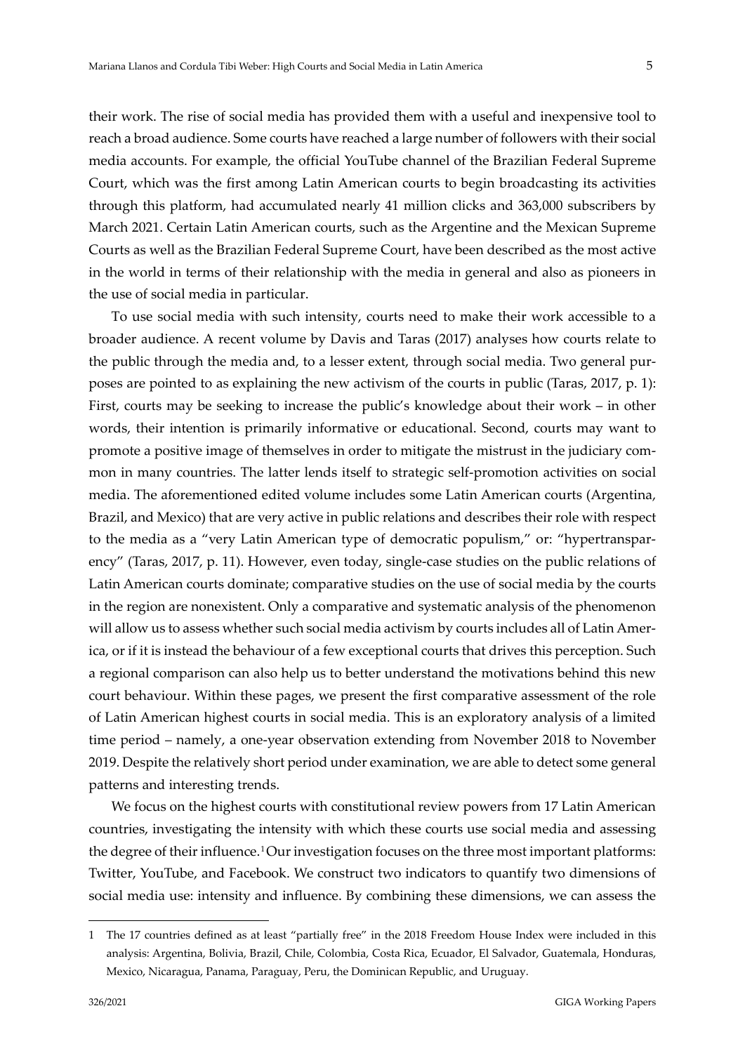their work. The rise of social media has provided them with a useful and inexpensive tool to reach a broad audience. Some courts have reached a large number of followers with their social media accounts. For example, the official YouTube channel of the Brazilian Federal Supreme Court, which was the first among Latin American courts to begin broadcasting its activities through this platform, had accumulated nearly 41 million clicks and 363,000 subscribers by March 2021. Certain Latin American courts, such as the Argentine and the Mexican Supreme Courts as well as the Brazilian Federal Supreme Court, have been described as the most active in the world in terms of their relationship with the media in general and also as pioneers in the use of social media in particular.

To use social media with such intensity, courts need to make their work accessible to a broader audience. A recent volume by Davis and Taras (2017) analyses how courts relate to the public through the media and, to a lesser extent, through social media. Two general purposes are pointed to as explaining the new activism of the courts in public (Taras, 2017, p. 1): First, courts may be seeking to increase the public's knowledge about their work – in other words, their intention is primarily informative or educational. Second, courts may want to promote a positive image of themselves in order to mitigate the mistrust in the judiciary common in many countries. The latter lends itself to strategic self-promotion activities on social media. The aforementioned edited volume includes some Latin American courts (Argentina, Brazil, and Mexico) that are very active in public relations and describes their role with respect to the media as a "very Latin American type of democratic populism," or: "hypertransparency" (Taras, 2017, p. 11). However, even today, single-case studies on the public relations of Latin American courts dominate; comparative studies on the use of social media by the courts in the region are nonexistent. Only a comparative and systematic analysis of the phenomenon will allow us to assess whether such social media activism by courts includes all of Latin America, or if it is instead the behaviour of a few exceptional courts that drives this perception. Such a regional comparison can also help us to better understand the motivations behind this new court behaviour. Within these pages, we present the first comparative assessment of the role of Latin American highest courts in social media. This is an exploratory analysis of a limited time period – namely, a one-year observation extending from November 2018 to November 2019. Despite the relatively short period under examination, we are able to detect some general patterns and interesting trends.

We focus on the highest courts with constitutional review powers from 17 Latin American countries, investigating the intensity with which these courts use social media and assessing the degree of their influence.[1] Our investigation focuses on the three most important platforms: Twitter, YouTube, and Facebook. We construct two indicators to quantify two dimensions of social media use: intensity and influence. By combining these dimensions, we can assess the

---

[1] The 17 countries defined as at least "partially free" in the 2018 Freedom House Index were included in this analysis: Argentina, Bolivia, Brazil, Chile, Colombia, Costa Rica, Ecuador, El Salvador, Guatemala, Honduras, Mexico, Nicaragua, Panama, Paraguay, Peru, the Dominican Republic, and Uruguay.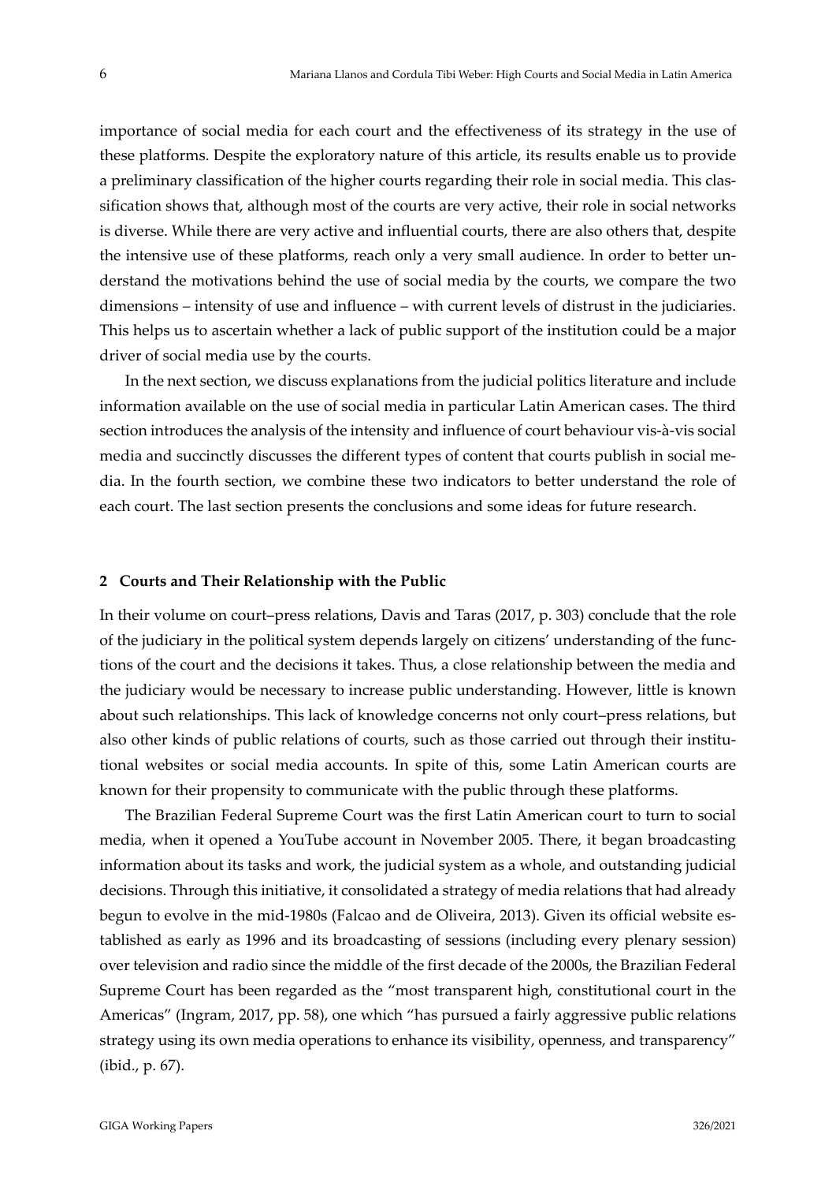importance of social media for each court and the effectiveness of its strategy in the use of these platforms. Despite the exploratory nature of this article, its results enable us to provide a preliminary classification of the higher courts regarding their role in social media. This classification shows that, although most of the courts are very active, their role in social networks is diverse. While there are very active and influential courts, there are also others that, despite the intensive use of these platforms, reach only a very small audience. In order to better understand the motivations behind the use of social media by the courts, we compare the two dimensions – intensity of use and influence – with current levels of distrust in the judiciaries. This helps us to ascertain whether a lack of public support of the institution could be a major driver of social media use by the courts.

In the next section, we discuss explanations from the judicial politics literature and include information available on the use of social media in particular Latin American cases. The third section introduces the analysis of the intensity and influence of court behaviour vis-à-vis social media and succinctly discusses the different types of content that courts publish in social media. In the fourth section, we combine these two indicators to better understand the role of each court. The last section presents the conclusions and some ideas for future research.

## 2 Courts and Their Relationship with the Public

In their volume on court–press relations, Davis and Taras (2017, p. 303) conclude that the role of the judiciary in the political system depends largely on citizens' understanding of the functions of the court and the decisions it takes. Thus, a close relationship between the media and the judiciary would be necessary to increase public understanding. However, little is known about such relationships. This lack of knowledge concerns not only court–press relations, but also other kinds of public relations of courts, such as those carried out through their institutional websites or social media accounts. In spite of this, some Latin American courts are known for their propensity to communicate with the public through these platforms.

The Brazilian Federal Supreme Court was the first Latin American court to turn to social media, when it opened a YouTube account in November 2005. There, it began broadcasting information about its tasks and work, the judicial system as a whole, and outstanding judicial decisions. Through this initiative, it consolidated a strategy of media relations that had already begun to evolve in the mid-1980s (Falcao and de Oliveira, 2013). Given its official website established as early as 1996 and its broadcasting of sessions (including every plenary session) over television and radio since the middle of the first decade of the 2000s, the Brazilian Federal Supreme Court has been regarded as the "most transparent high, constitutional court in the Americas" (Ingram, 2017, pp. 58), one which "has pursued a fairly aggressive public relations strategy using its own media operations to enhance its visibility, openness, and transparency" (ibid., p. 67).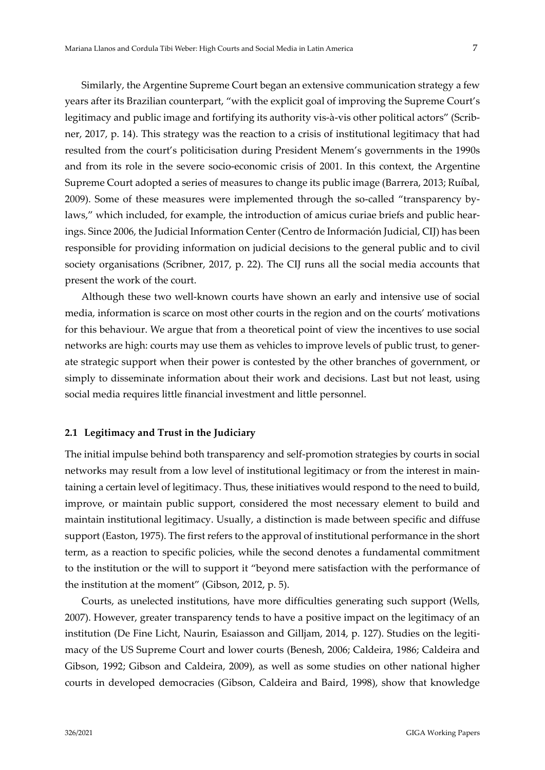Similarly, the Argentine Supreme Court began an extensive communication strategy a few years after its Brazilian counterpart, "with the explicit goal of improving the Supreme Court's legitimacy and public image and fortifying its authority vis-à-vis other political actors" (Scribner, 2017, p. 14). This strategy was the reaction to a crisis of institutional legitimacy that had resulted from the court's politicisation during President Menem's governments in the 1990s and from its role in the severe socio-economic crisis of 2001. In this context, the Argentine Supreme Court adopted a series of measures to change its public image (Barrera, 2013; Ruíbal, 2009). Some of these measures were implemented through the so-called "transparency bylaws," which included, for example, the introduction of amicus curiae briefs and public hearings. Since 2006, the Judicial Information Center (Centro de Información Judicial, CIJ) has been responsible for providing information on judicial decisions to the general public and to civil society organisations (Scribner, 2017, p. 22). The CIJ runs all the social media accounts that present the work of the court.

Although these two well-known courts have shown an early and intensive use of social media, information is scarce on most other courts in the region and on the courts' motivations for this behaviour. We argue that from a theoretical point of view the incentives to use social networks are high: courts may use them as vehicles to improve levels of public trust, to generate strategic support when their power is contested by the other branches of government, or simply to disseminate information about their work and decisions. Last but not least, using social media requires little financial investment and little personnel.

### 2.1 Legitimacy and Trust in the Judiciary

The initial impulse behind both transparency and self-promotion strategies by courts in social networks may result from a low level of institutional legitimacy or from the interest in maintaining a certain level of legitimacy. Thus, these initiatives would respond to the need to build, improve, or maintain public support, considered the most necessary element to build and maintain institutional legitimacy. Usually, a distinction is made between specific and diffuse support (Easton, 1975). The first refers to the approval of institutional performance in the short term, as a reaction to specific policies, while the second denotes a fundamental commitment to the institution or the will to support it "beyond mere satisfaction with the performance of the institution at the moment" (Gibson, 2012, p. 5).

Courts, as unelected institutions, have more difficulties generating such support (Wells, 2007). However, greater transparency tends to have a positive impact on the legitimacy of an institution (De Fine Licht, Naurin, Esaiasson and Gilljam, 2014, p. 127). Studies on the legitimacy of the US Supreme Court and lower courts (Benesh, 2006; Caldeira, 1986; Caldeira and Gibson, 1992; Gibson and Caldeira, 2009), as well as some studies on other national higher courts in developed democracies (Gibson, Caldeira and Baird, 1998), show that knowledge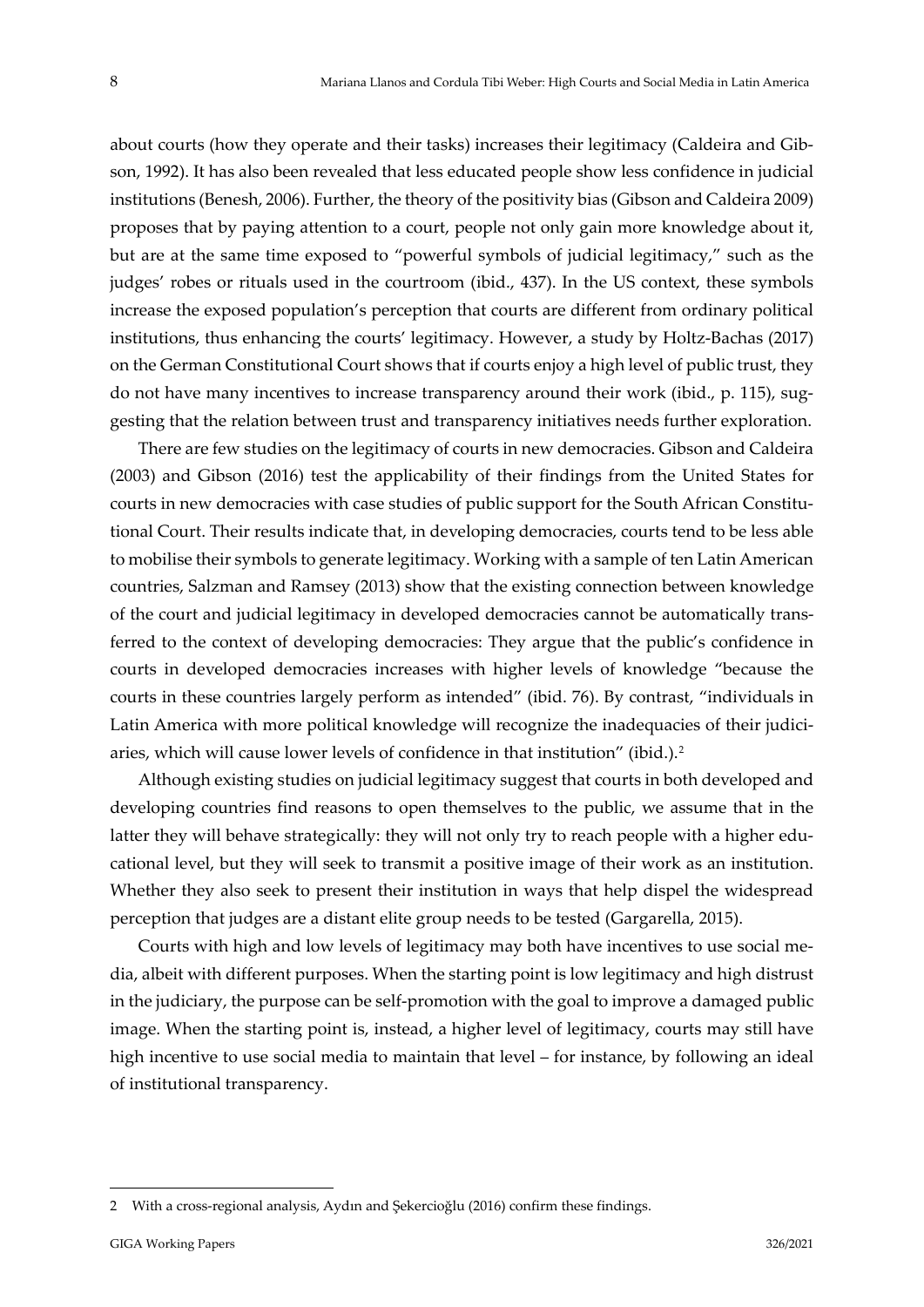about courts (how they operate and their tasks) increases their legitimacy (Caldeira and Gibson, 1992). It has also been revealed that less educated people show less confidence in judicial institutions (Benesh, 2006). Further, the theory of the positivity bias (Gibson and Caldeira 2009) proposes that by paying attention to a court, people not only gain more knowledge about it, but are at the same time exposed to "powerful symbols of judicial legitimacy," such as the judges' robes or rituals used in the courtroom (ibid., 437). In the US context, these symbols increase the exposed population's perception that courts are different from ordinary political institutions, thus enhancing the courts' legitimacy. However, a study by Holtz-Bachas (2017) on the German Constitutional Court shows that if courts enjoy a high level of public trust, they do not have many incentives to increase transparency around their work (ibid., p. 115), suggesting that the relation between trust and transparency initiatives needs further exploration.

There are few studies on the legitimacy of courts in new democracies. Gibson and Caldeira (2003) and Gibson (2016) test the applicability of their findings from the United States for courts in new democracies with case studies of public support for the South African Constitutional Court. Their results indicate that, in developing democracies, courts tend to be less able to mobilise their symbols to generate legitimacy. Working with a sample of ten Latin American countries, Salzman and Ramsey (2013) show that the existing connection between knowledge of the court and judicial legitimacy in developed democracies cannot be automatically transferred to the context of developing democracies: They argue that the public's confidence in courts in developed democracies increases with higher levels of knowledge "because the courts in these countries largely perform as intended" (ibid. 76). By contrast, "individuals in Latin America with more political knowledge will recognize the inadequacies of their judiciaries, which will cause lower levels of confidence in that institution" (ibid.).[2]

Although existing studies on judicial legitimacy suggest that courts in both developed and developing countries find reasons to open themselves to the public, we assume that in the latter they will behave strategically: they will not only try to reach people with a higher educational level, but they will seek to transmit a positive image of their work as an institution. Whether they also seek to present their institution in ways that help dispel the widespread perception that judges are a distant elite group needs to be tested (Gargarella, 2015).

Courts with high and low levels of legitimacy may both have incentives to use social media, albeit with different purposes. When the starting point is low legitimacy and high distrust in the judiciary, the purpose can be self-promotion with the goal to improve a damaged public image. When the starting point is, instead, a higher level of legitimacy, courts may still have high incentive to use social media to maintain that level – for instance, by following an ideal of institutional transparency.

---

2 With a cross-regional analysis, Aydın and Şekercioğlu (2016) confirm these findings.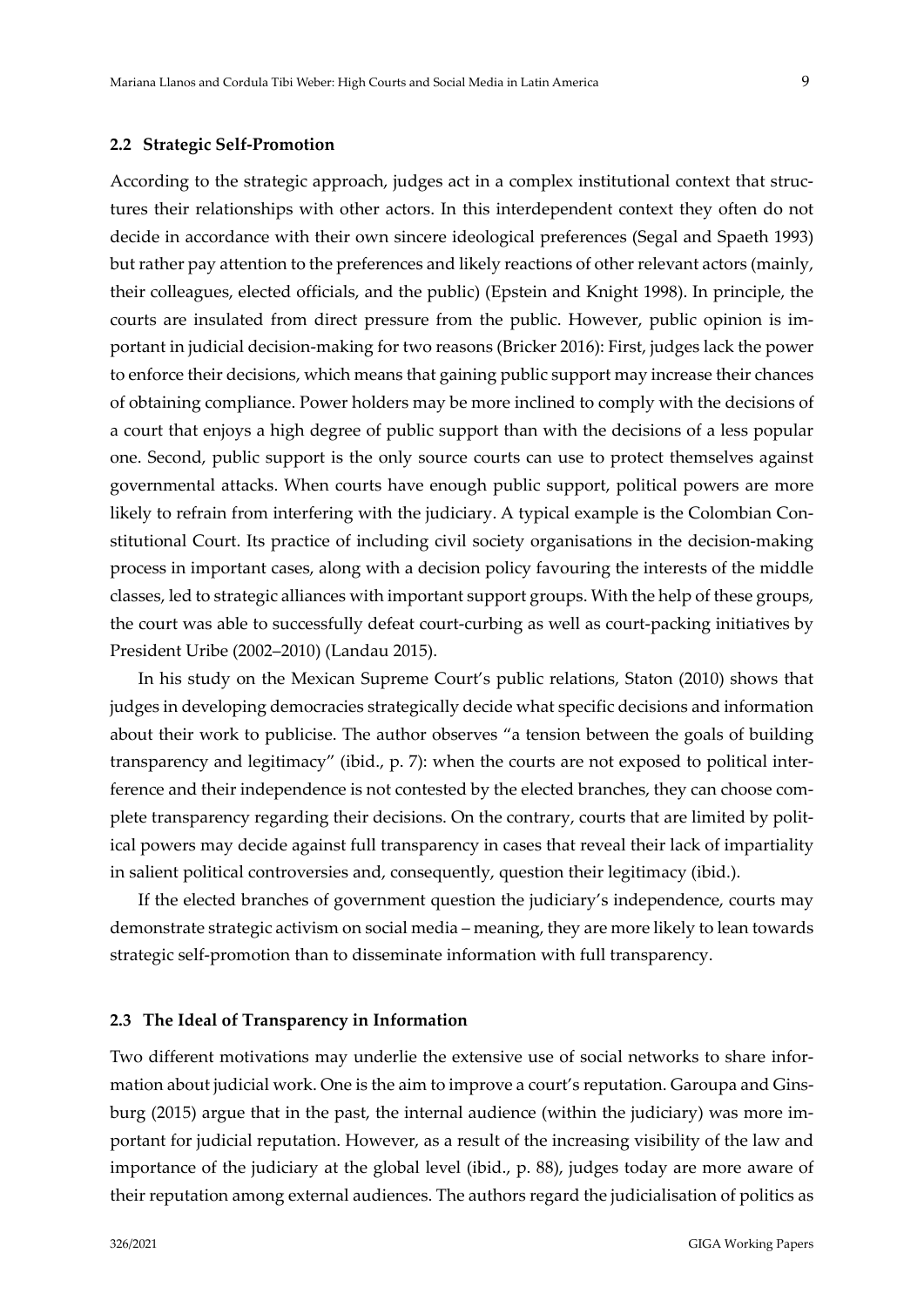### 2.2 Strategic Self-Promotion

According to the strategic approach, judges act in a complex institutional context that structures their relationships with other actors. In this interdependent context they often do not decide in accordance with their own sincere ideological preferences (Segal and Spaeth 1993) but rather pay attention to the preferences and likely reactions of other relevant actors (mainly, their colleagues, elected officials, and the public) (Epstein and Knight 1998). In principle, the courts are insulated from direct pressure from the public. However, public opinion is important in judicial decision-making for two reasons (Bricker 2016): First, judges lack the power to enforce their decisions, which means that gaining public support may increase their chances of obtaining compliance. Power holders may be more inclined to comply with the decisions of a court that enjoys a high degree of public support than with the decisions of a less popular one. Second, public support is the only source courts can use to protect themselves against governmental attacks. When courts have enough public support, political powers are more likely to refrain from interfering with the judiciary. A typical example is the Colombian Constitutional Court. Its practice of including civil society organisations in the decision-making process in important cases, along with a decision policy favouring the interests of the middle classes, led to strategic alliances with important support groups. With the help of these groups, the court was able to successfully defeat court-curbing as well as court-packing initiatives by President Uribe (2002–2010) (Landau 2015).

In his study on the Mexican Supreme Court's public relations, Staton (2010) shows that judges in developing democracies strategically decide what specific decisions and information about their work to publicise. The author observes "a tension between the goals of building transparency and legitimacy" (ibid., p. 7): when the courts are not exposed to political interference and their independence is not contested by the elected branches, they can choose complete transparency regarding their decisions. On the contrary, courts that are limited by political powers may decide against full transparency in cases that reveal their lack of impartiality in salient political controversies and, consequently, question their legitimacy (ibid.).

If the elected branches of government question the judiciary's independence, courts may demonstrate strategic activism on social media – meaning, they are more likely to lean towards strategic self-promotion than to disseminate information with full transparency.

### 2.3 The Ideal of Transparency in Information

Two different motivations may underlie the extensive use of social networks to share information about judicial work. One is the aim to improve a court's reputation. Garoupa and Ginsburg (2015) argue that in the past, the internal audience (within the judiciary) was more important for judicial reputation. However, as a result of the increasing visibility of the law and importance of the judiciary at the global level (ibid., p. 88), judges today are more aware of their reputation among external audiences. The authors regard the judicialisation of politics as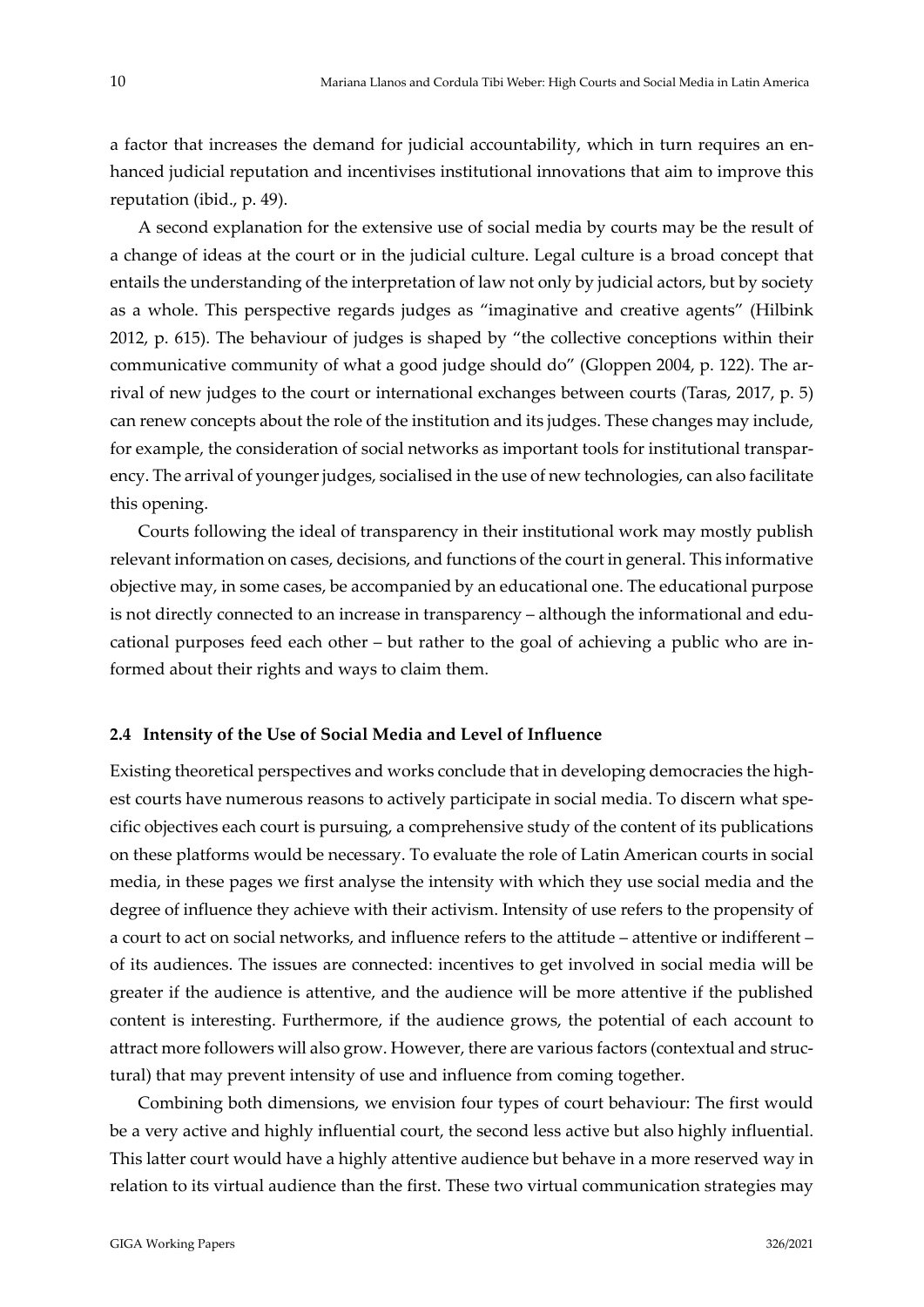a factor that increases the demand for judicial accountability, which in turn requires an enhanced judicial reputation and incentivises institutional innovations that aim to improve this reputation (ibid., p. 49).

A second explanation for the extensive use of social media by courts may be the result of a change of ideas at the court or in the judicial culture. Legal culture is a broad concept that entails the understanding of the interpretation of law not only by judicial actors, but by society as a whole. This perspective regards judges as "imaginative and creative agents" (Hilbink 2012, p. 615). The behaviour of judges is shaped by "the collective conceptions within their communicative community of what a good judge should do" (Gloppen 2004, p. 122). The arrival of new judges to the court or international exchanges between courts (Taras, 2017, p. 5) can renew concepts about the role of the institution and its judges. These changes may include, for example, the consideration of social networks as important tools for institutional transparency. The arrival of younger judges, socialised in the use of new technologies, can also facilitate this opening.

Courts following the ideal of transparency in their institutional work may mostly publish relevant information on cases, decisions, and functions of the court in general. This informative objective may, in some cases, be accompanied by an educational one. The educational purpose is not directly connected to an increase in transparency – although the informational and educational purposes feed each other – but rather to the goal of achieving a public who are informed about their rights and ways to claim them.

### 2.4 Intensity of the Use of Social Media and Level of Influence

Existing theoretical perspectives and works conclude that in developing democracies the highest courts have numerous reasons to actively participate in social media. To discern what specific objectives each court is pursuing, a comprehensive study of the content of its publications on these platforms would be necessary. To evaluate the role of Latin American courts in social media, in these pages we first analyse the intensity with which they use social media and the degree of influence they achieve with their activism. Intensity of use refers to the propensity of a court to act on social networks, and influence refers to the attitude – attentive or indifferent – of its audiences. The issues are connected: incentives to get involved in social media will be greater if the audience is attentive, and the audience will be more attentive if the published content is interesting. Furthermore, if the audience grows, the potential of each account to attract more followers will also grow. However, there are various factors (contextual and structural) that may prevent intensity of use and influence from coming together.

Combining both dimensions, we envision four types of court behaviour: The first would be a very active and highly influential court, the second less active but also highly influential. This latter court would have a highly attentive audience but behave in a more reserved way in relation to its virtual audience than the first. These two virtual communication strategies may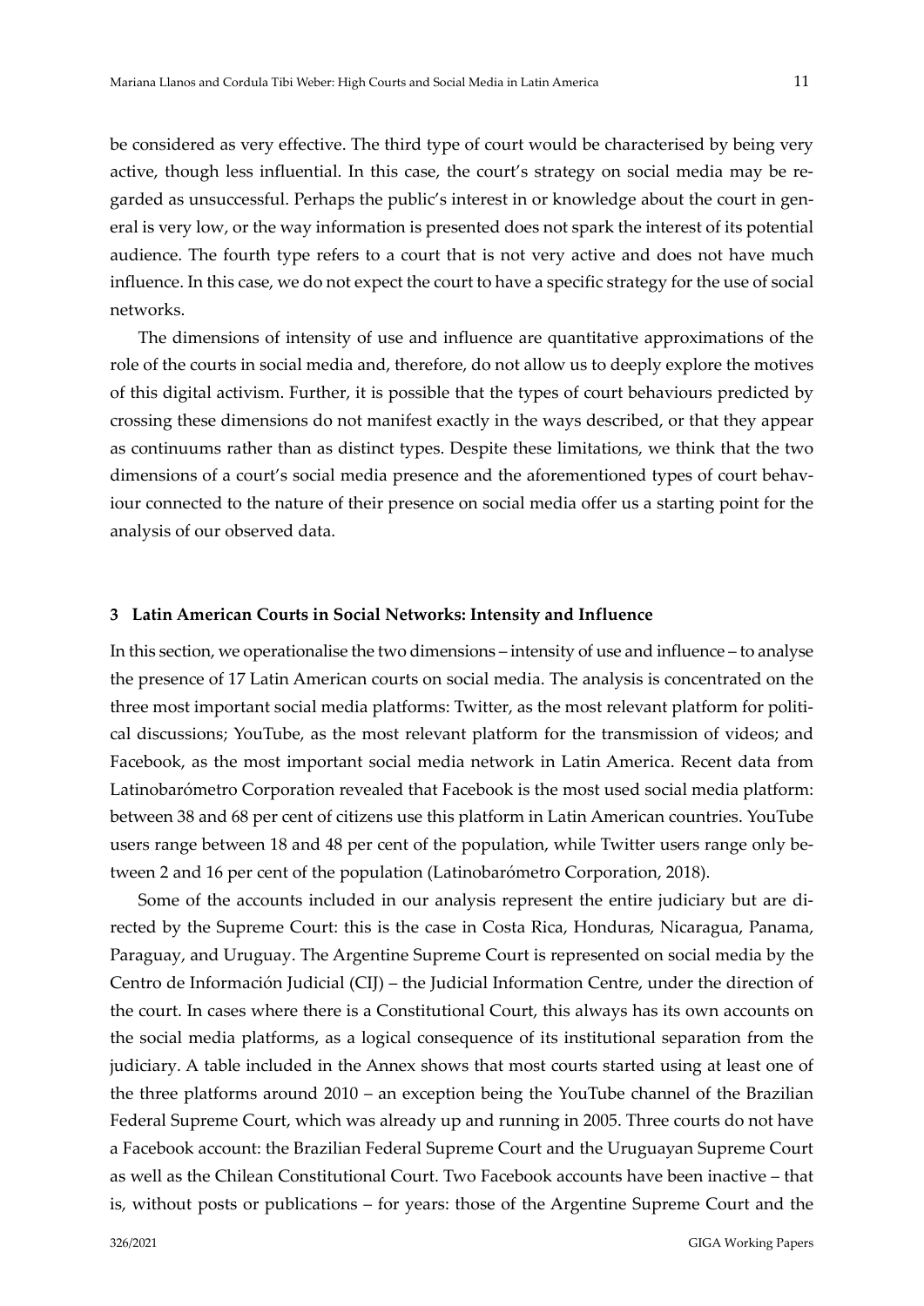be considered as very effective. The third type of court would be characterised by being very active, though less influential. In this case, the court's strategy on social media may be regarded as unsuccessful. Perhaps the public's interest in or knowledge about the court in general is very low, or the way information is presented does not spark the interest of its potential audience. The fourth type refers to a court that is not very active and does not have much influence. In this case, we do not expect the court to have a specific strategy for the use of social networks.

The dimensions of intensity of use and influence are quantitative approximations of the role of the courts in social media and, therefore, do not allow us to deeply explore the motives of this digital activism. Further, it is possible that the types of court behaviours predicted by crossing these dimensions do not manifest exactly in the ways described, or that they appear as continuums rather than as distinct types. Despite these limitations, we think that the two dimensions of a court's social media presence and the aforementioned types of court behaviour connected to the nature of their presence on social media offer us a starting point for the analysis of our observed data.

## 3 Latin American Courts in Social Networks: Intensity and Influence

In this section, we operationalise the two dimensions – intensity of use and influence – to analyse the presence of 17 Latin American courts on social media. The analysis is concentrated on the three most important social media platforms: Twitter, as the most relevant platform for political discussions; YouTube, as the most relevant platform for the transmission of videos; and Facebook, as the most important social media network in Latin America. Recent data from Latinobarómetro Corporation revealed that Facebook is the most used social media platform: between 38 and 68 per cent of citizens use this platform in Latin American countries. YouTube users range between 18 and 48 per cent of the population, while Twitter users range only between 2 and 16 per cent of the population (Latinobarómetro Corporation, 2018).

Some of the accounts included in our analysis represent the entire judiciary but are directed by the Supreme Court: this is the case in Costa Rica, Honduras, Nicaragua, Panama, Paraguay, and Uruguay. The Argentine Supreme Court is represented on social media by the Centro de Información Judicial (CIJ) – the Judicial Information Centre, under the direction of the court. In cases where there is a Constitutional Court, this always has its own accounts on the social media platforms, as a logical consequence of its institutional separation from the judiciary. A table included in the Annex shows that most courts started using at least one of the three platforms around 2010 – an exception being the YouTube channel of the Brazilian Federal Supreme Court, which was already up and running in 2005. Three courts do not have a Facebook account: the Brazilian Federal Supreme Court and the Uruguayan Supreme Court as well as the Chilean Constitutional Court. Two Facebook accounts have been inactive – that is, without posts or publications – for years: those of the Argentine Supreme Court and the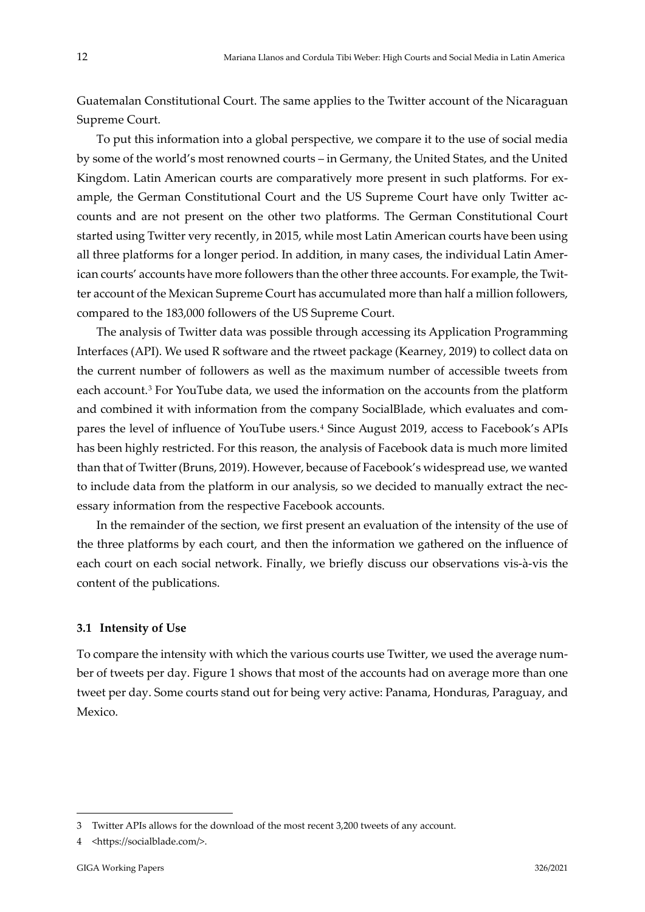Guatemalan Constitutional Court. The same applies to the Twitter account of the Nicaraguan Supreme Court.

To put this information into a global perspective, we compare it to the use of social media by some of the world's most renowned courts – in Germany, the United States, and the United Kingdom. Latin American courts are comparatively more present in such platforms. For example, the German Constitutional Court and the US Supreme Court have only Twitter accounts and are not present on the other two platforms. The German Constitutional Court started using Twitter very recently, in 2015, while most Latin American courts have been using all three platforms for a longer period. In addition, in many cases, the individual Latin American courts' accounts have more followers than the other three accounts. For example, the Twitter account of the Mexican Supreme Court has accumulated more than half a million followers, compared to the 183,000 followers of the US Supreme Court.

The analysis of Twitter data was possible through accessing its Application Programming Interfaces (API). We used R software and the rtweet package (Kearney, 2019) to collect data on the current number of followers as well as the maximum number of accessible tweets from each account.[3] For YouTube data, we used the information on the accounts from the platform and combined it with information from the company SocialBlade, which evaluates and compares the level of influence of YouTube users.[4] Since August 2019, access to Facebook's APIs has been highly restricted. For this reason, the analysis of Facebook data is much more limited than that of Twitter (Bruns, 2019). However, because of Facebook's widespread use, we wanted to include data from the platform in our analysis, so we decided to manually extract the necessary information from the respective Facebook accounts.

In the remainder of the section, we first present an evaluation of the intensity of the use of the three platforms by each court, and then the information we gathered on the influence of each court on each social network. Finally, we briefly discuss our observations vis-à-vis the content of the publications.

### 3.1 Intensity of Use

To compare the intensity with which the various courts use Twitter, we used the average number of tweets per day. Figure 1 shows that most of the accounts had on average more than one tweet per day. Some courts stand out for being very active: Panama, Honduras, Paraguay, and Mexico.

---

[3] Twitter APIs allows for the download of the most recent 3,200 tweets of any account.

[4] <https://socialblade.com/>.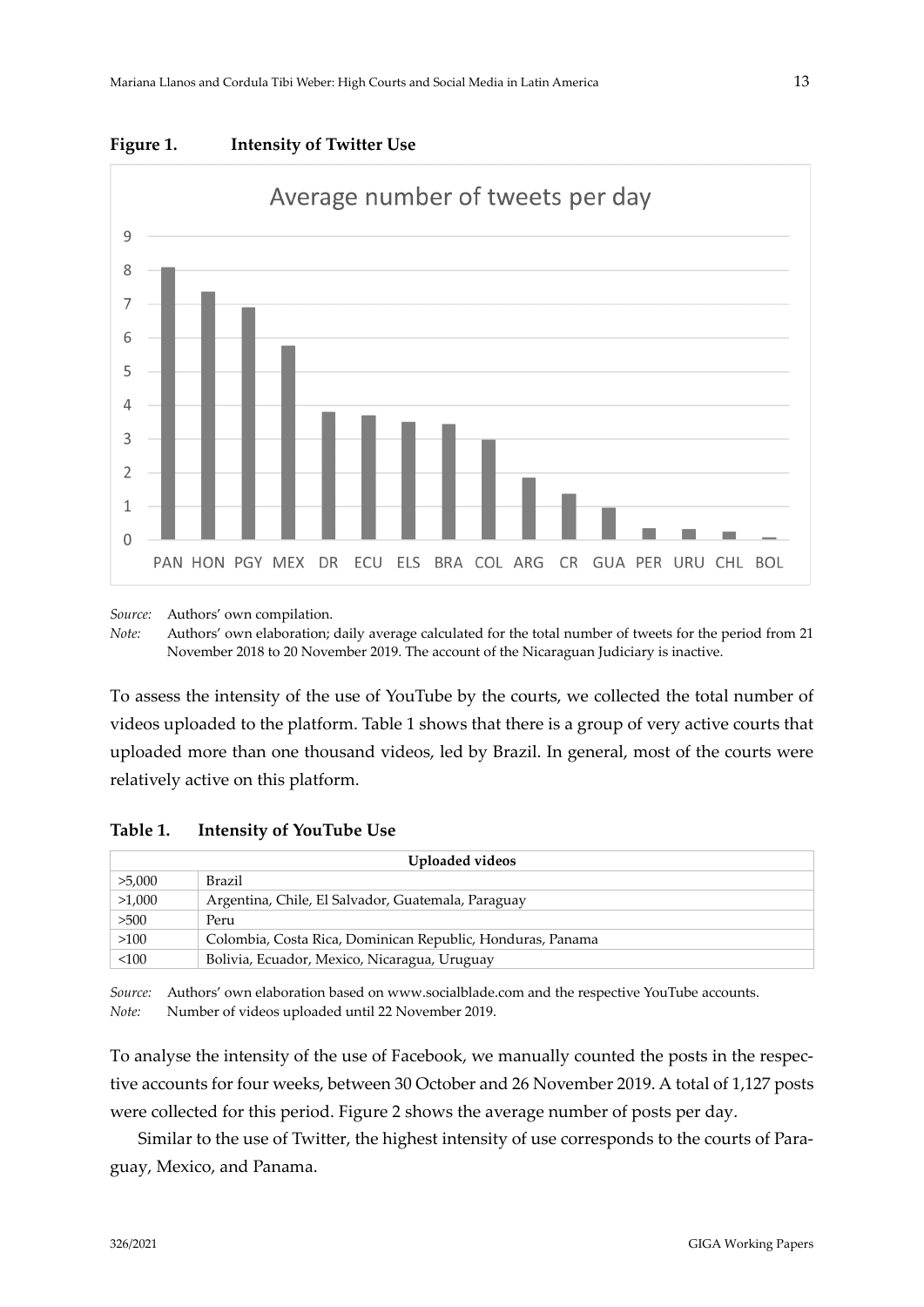**Figure 1. Intensity of Twitter Use**

*Source:* Authors' own compilation.

*Note:* Authors' own elaboration; daily average calculated for the total number of tweets for the period from 21 November 2018 to 20 November 2019. The account of the Nicaraguan Judiciary is inactive.

To assess the intensity of the use of YouTube by the courts, we collected the total number of videos uploaded to the platform. Table 1 shows that there is a group of very active courts that uploaded more than one thousand videos, led by Brazil. In general, most of the courts were relatively active on this platform.

**Table 1. Intensity of YouTube Use**

| Uploaded videos | |
|---|---|
| >5,000 | Brazil |
| >1,000 | Argentina, Chile, El Salvador, Guatemala, Paraguay |
| >500 | Peru |
| >100 | Colombia, Costa Rica, Dominican Republic, Honduras, Panama |
| <100 | Bolivia, Ecuador, Mexico, Nicaragua, Uruguay |

*Source:* Authors' own elaboration based on www.socialblade.com and the respective YouTube accounts.

*Note:* Number of videos uploaded until 22 November 2019.

To analyse the intensity of the use of Facebook, we manually counted the posts in the respective accounts for four weeks, between 30 October and 26 November 2019. A total of 1,127 posts were collected for this period. Figure 2 shows the average number of posts per day.

Similar to the use of Twitter, the highest intensity of use corresponds to the courts of Paraguay, Mexico, and Panama.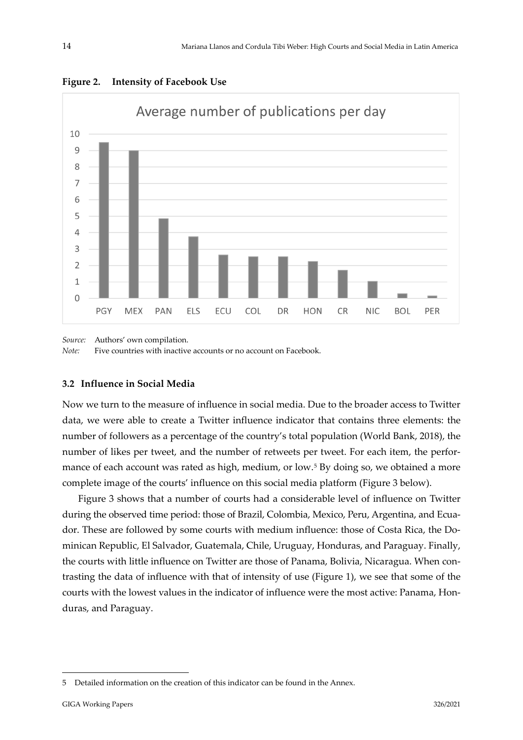**Figure 2. Intensity of Facebook Use**

*Source:* Authors' own compilation.

*Note:* Five countries with inactive accounts or no account on Facebook.

### 3.2 Influence in Social Media

Now we turn to the measure of influence in social media. Due to the broader access to Twitter data, we were able to create a Twitter influence indicator that contains three elements: the number of followers as a percentage of the country's total population (World Bank, 2018), the number of likes per tweet, and the number of retweets per tweet. For each item, the performance of each account was rated as high, medium, or low.[5] By doing so, we obtained a more complete image of the courts' influence on this social media platform (Figure 3 below).

Figure 3 shows that a number of courts had a considerable level of influence on Twitter during the observed time period: those of Brazil, Colombia, Mexico, Peru, Argentina, and Ecuador. These are followed by some courts with medium influence: those of Costa Rica, the Dominican Republic, El Salvador, Guatemala, Chile, Uruguay, Honduras, and Paraguay. Finally, the courts with little influence on Twitter are those of Panama, Bolivia, Nicaragua. When contrasting the data of influence with that of intensity of use (Figure 1), we see that some of the courts with the lowest values in the indicator of influence were the most active: Panama, Honduras, and Paraguay.

---

5 Detailed information on the creation of this indicator can be found in the Annex.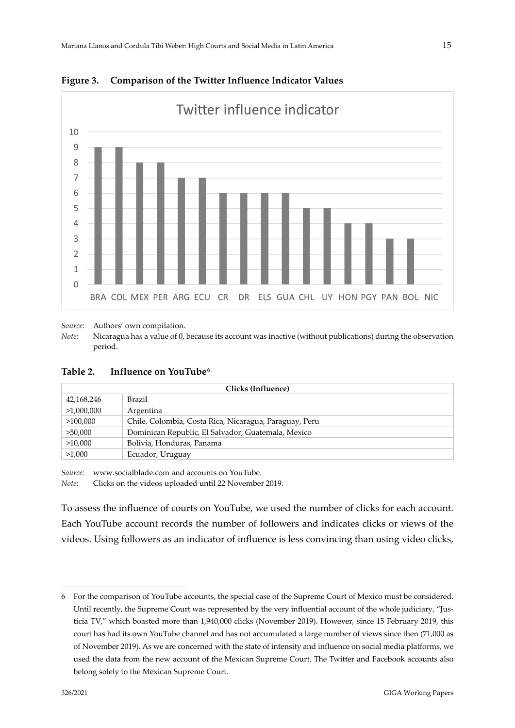**Figure 3. Comparison of the Twitter Influence Indicator Values**

*Source:* Authors' own compilation.

*Note:* Nicaragua has a value of 0, because its account was inactive (without publications) during the observation period.

**Table 2. Influence on YouTube[6]**

| Clicks (Influence) | |
|---|---|
| 42,168,246 | Brazil |
| >1,000,000 | Argentina |
| >100,000 | Chile, Colombia, Costa Rica, Nicaragua, Paraguay, Peru |
| >50,000 | Dominican Republic, El Salvador, Guatemala, Mexico |
| >10,000 | Bolivia, Honduras, Panama |
| >1,000 | Ecuador, Uruguay |

*Source:* www.socialblade.com and accounts on YouTube.

*Note:* Clicks on the videos uploaded until 22 November 2019.

To assess the influence of courts on YouTube, we used the number of clicks for each account. Each YouTube account records the number of followers and indicates clicks or views of the videos. Using followers as an indicator of influence is less convincing than using video clicks,

6 For the comparison of YouTube accounts, the special case of the Supreme Court of Mexico must be considered. Until recently, the Supreme Court was represented by the very influential account of the whole judiciary, "Justicia TV," which boasted more than 1,940,000 clicks (November 2019). However, since 15 February 2019, this court has had its own YouTube channel and has not accumulated a large number of views since then (71,000 as of November 2019). As we are concerned with the state of intensity and influence on social media platforms, we used the data from the new account of the Mexican Supreme Court. The Twitter and Facebook accounts also belong solely to the Mexican Supreme Court.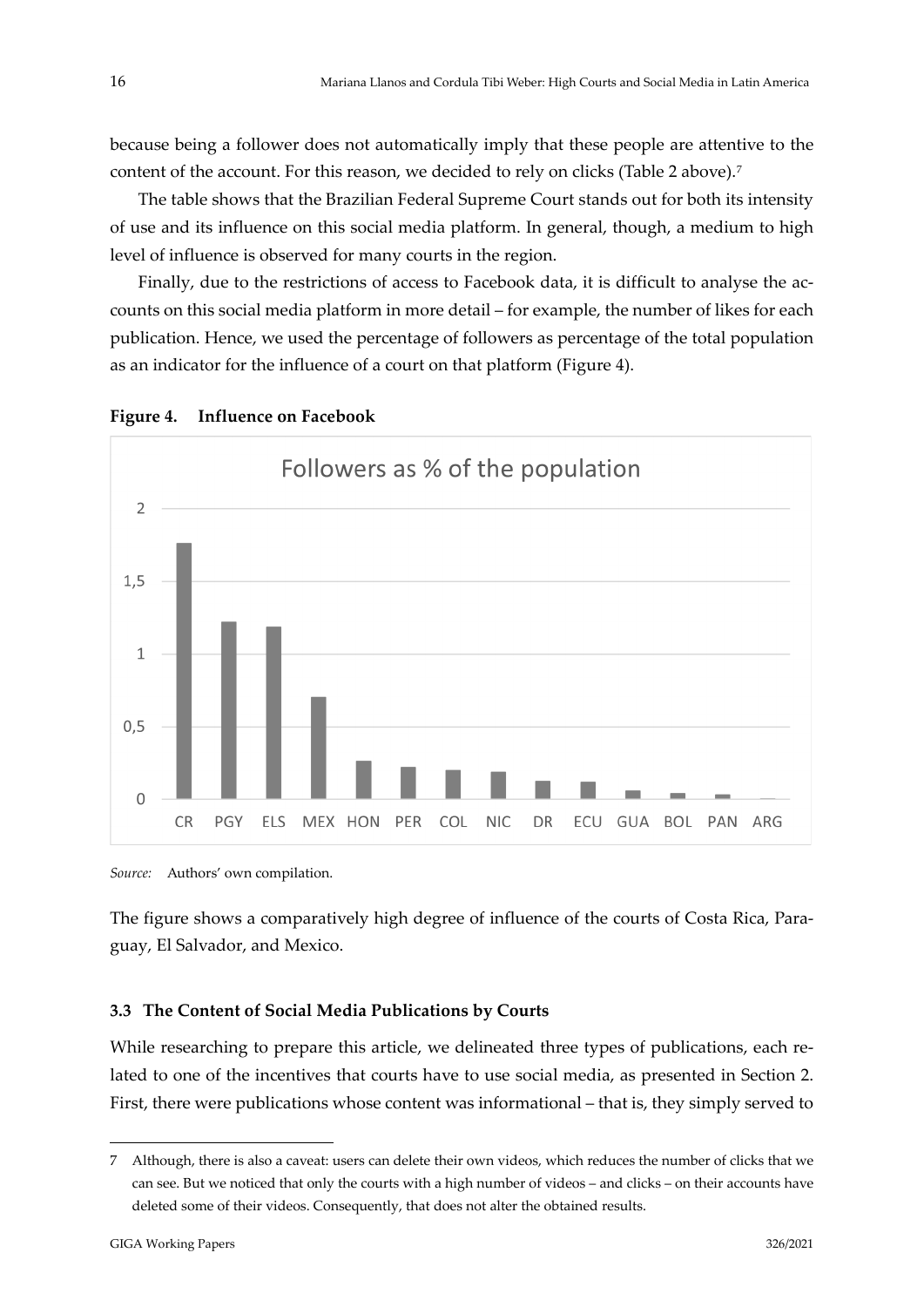because being a follower does not automatically imply that these people are attentive to the content of the account. For this reason, we decided to rely on clicks (Table 2 above).[7]

The table shows that the Brazilian Federal Supreme Court stands out for both its intensity of use and its influence on this social media platform. In general, though, a medium to high level of influence is observed for many courts in the region.

Finally, due to the restrictions of access to Facebook data, it is difficult to analyse the accounts on this social media platform in more detail – for example, the number of likes for each publication. Hence, we used the percentage of followers as percentage of the total population as an indicator for the influence of a court on that platform (Figure 4).

**Figure 4. Influence on Facebook**

Followers as % of the population

*Source:* Authors' own compilation.

The figure shows a comparatively high degree of influence of the courts of Costa Rica, Paraguay, El Salvador, and Mexico.

### 3.3 The Content of Social Media Publications by Courts

While researching to prepare this article, we delineated three types of publications, each related to one of the incentives that courts have to use social media, as presented in Section 2. First, there were publications whose content was informational – that is, they simply served to

---

7 Although, there is also a caveat: users can delete their own videos, which reduces the number of clicks that we can see. But we noticed that only the courts with a high number of videos – and clicks – on their accounts have deleted some of their videos. Consequently, that does not alter the obtained results.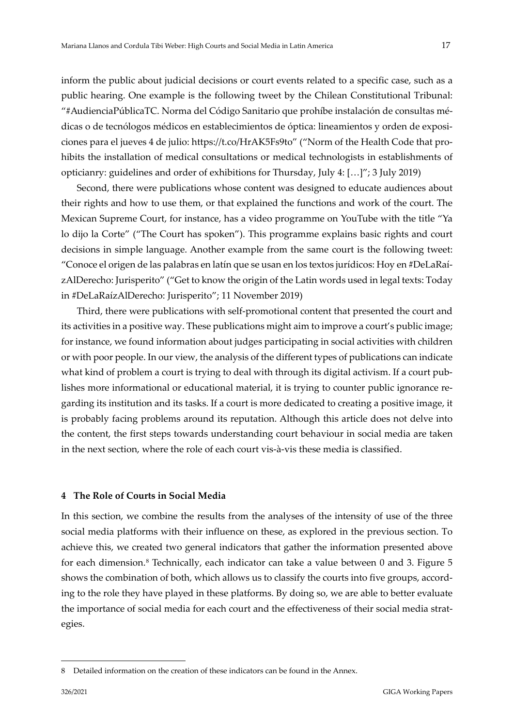inform the public about judicial decisions or court events related to a specific case, such as a public hearing. One example is the following tweet by the Chilean Constitutional Tribunal: "#AudienciaPúblicaTC. Norma del Código Sanitario que prohíbe instalación de consultas médicas o de tecnólogos médicos en establecimientos de óptica: lineamientos y orden de exposiciones para el jueves 4 de julio: https://t.co/HrAK5Fs9to" ("Norm of the Health Code that prohibits the installation of medical consultations or medical technologists in establishments of opticianry: guidelines and order of exhibitions for Thursday, July 4: […]"; 3 July 2019)

Second, there were publications whose content was designed to educate audiences about their rights and how to use them, or that explained the functions and work of the court. The Mexican Supreme Court, for instance, has a video programme on YouTube with the title "Ya lo dijo la Corte" ("The Court has spoken"). This programme explains basic rights and court decisions in simple language. Another example from the same court is the following tweet: "Conoce el origen de las palabras en latín que se usan en los textos jurídicos: Hoy en #DeLaRaízAlDerecho: Jurisperito" ("Get to know the origin of the Latin words used in legal texts: Today in #DeLaRaízAlDerecho: Jurisperito"; 11 November 2019)

Third, there were publications with self-promotional content that presented the court and its activities in a positive way. These publications might aim to improve a court's public image; for instance, we found information about judges participating in social activities with children or with poor people. In our view, the analysis of the different types of publications can indicate what kind of problem a court is trying to deal with through its digital activism. If a court publishes more informational or educational material, it is trying to counter public ignorance regarding its institution and its tasks. If a court is more dedicated to creating a positive image, it is probably facing problems around its reputation. Although this article does not delve into the content, the first steps towards understanding court behaviour in social media are taken in the next section, where the role of each court vis-à-vis these media is classified.

## 4 The Role of Courts in Social Media

In this section, we combine the results from the analyses of the intensity of use of the three social media platforms with their influence on these, as explored in the previous section. To achieve this, we created two general indicators that gather the information presented above for each dimension.[8] Technically, each indicator can take a value between 0 and 3. Figure 5 shows the combination of both, which allows us to classify the courts into five groups, according to the role they have played in these platforms. By doing so, we are able to better evaluate the importance of social media for each court and the effectiveness of their social media strategies.

8 Detailed information on the creation of these indicators can be found in the Annex.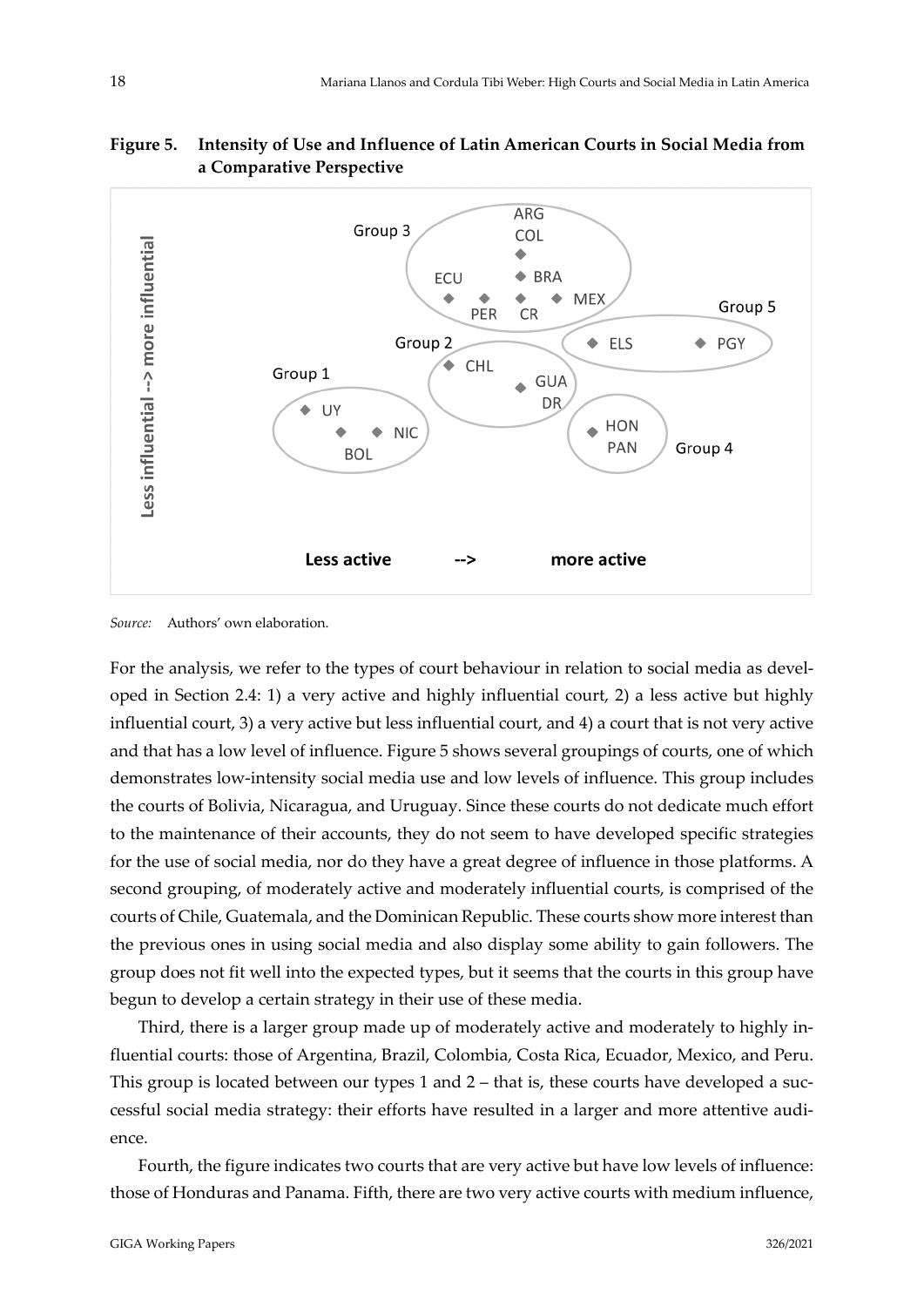**Figure 5. Intensity of Use and Influence of Latin American Courts in Social Media from a Comparative Perspective**

Source: Authors' own elaboration.

For the analysis, we refer to the types of court behaviour in relation to social media as developed in Section 2.4: 1) a very active and highly influential court, 2) a less active but highly influential court, 3) a very active but less influential court, and 4) a court that is not very active and that has a low level of influence. Figure 5 shows several groupings of courts, one of which demonstrates low-intensity social media use and low levels of influence. This group includes the courts of Bolivia, Nicaragua, and Uruguay. Since these courts do not dedicate much effort to the maintenance of their accounts, they do not seem to have developed specific strategies for the use of social media, nor do they have a great degree of influence in those platforms. A second grouping, of moderately active and moderately influential courts, is comprised of the courts of Chile, Guatemala, and the Dominican Republic. These courts show more interest than the previous ones in using social media and also display some ability to gain followers. The group does not fit well into the expected types, but it seems that the courts in this group have begun to develop a certain strategy in their use of these media.

Third, there is a larger group made up of moderately active and moderately to highly influential courts: those of Argentina, Brazil, Colombia, Costa Rica, Ecuador, Mexico, and Peru. This group is located between our types 1 and 2 – that is, these courts have developed a successful social media strategy: their efforts have resulted in a larger and more attentive audience.

Fourth, the figure indicates two courts that are very active but have low levels of influence: those of Honduras and Panama. Fifth, there are two very active courts with medium influence,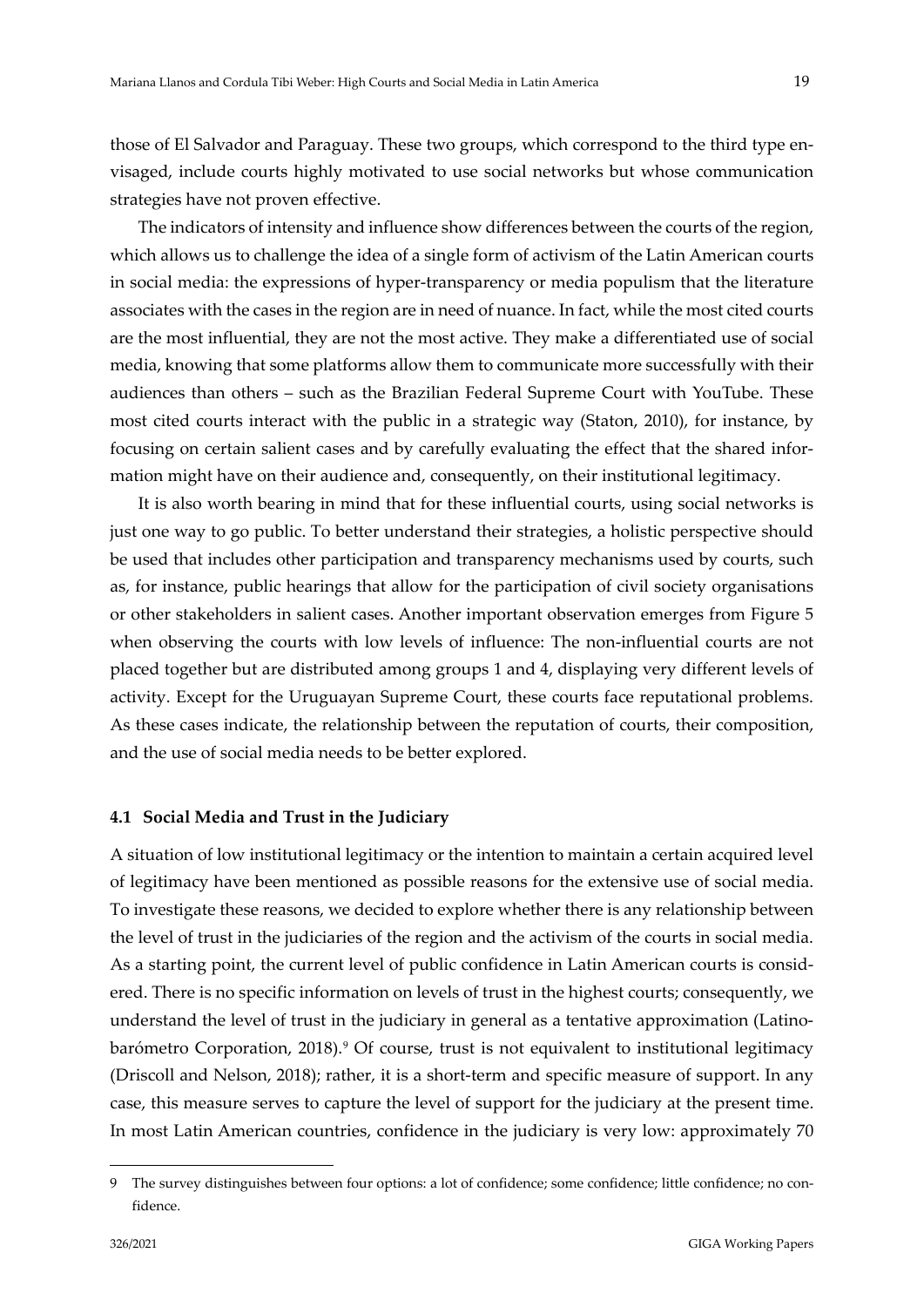those of El Salvador and Paraguay. These two groups, which correspond to the third type envisaged, include courts highly motivated to use social networks but whose communication strategies have not proven effective.

The indicators of intensity and influence show differences between the courts of the region, which allows us to challenge the idea of a single form of activism of the Latin American courts in social media: the expressions of hyper-transparency or media populism that the literature associates with the cases in the region are in need of nuance. In fact, while the most cited courts are the most influential, they are not the most active. They make a differentiated use of social media, knowing that some platforms allow them to communicate more successfully with their audiences than others – such as the Brazilian Federal Supreme Court with YouTube. These most cited courts interact with the public in a strategic way (Staton, 2010), for instance, by focusing on certain salient cases and by carefully evaluating the effect that the shared information might have on their audience and, consequently, on their institutional legitimacy.

It is also worth bearing in mind that for these influential courts, using social networks is just one way to go public. To better understand their strategies, a holistic perspective should be used that includes other participation and transparency mechanisms used by courts, such as, for instance, public hearings that allow for the participation of civil society organisations or other stakeholders in salient cases. Another important observation emerges from Figure 5 when observing the courts with low levels of influence: The non-influential courts are not placed together but are distributed among groups 1 and 4, displaying very different levels of activity. Except for the Uruguayan Supreme Court, these courts face reputational problems. As these cases indicate, the relationship between the reputation of courts, their composition, and the use of social media needs to be better explored.

### 4.1 Social Media and Trust in the Judiciary

A situation of low institutional legitimacy or the intention to maintain a certain acquired level of legitimacy have been mentioned as possible reasons for the extensive use of social media. To investigate these reasons, we decided to explore whether there is any relationship between the level of trust in the judiciaries of the region and the activism of the courts in social media. As a starting point, the current level of public confidence in Latin American courts is considered. There is no specific information on levels of trust in the highest courts; consequently, we understand the level of trust in the judiciary in general as a tentative approximation (Latinobarómetro Corporation, 2018).[9] Of course, trust is not equivalent to institutional legitimacy (Driscoll and Nelson, 2018); rather, it is a short-term and specific measure of support. In any case, this measure serves to capture the level of support for the judiciary at the present time. In most Latin American countries, confidence in the judiciary is very low: approximately 70

---

9 The survey distinguishes between four options: a lot of confidence; some confidence; little confidence; no confidence.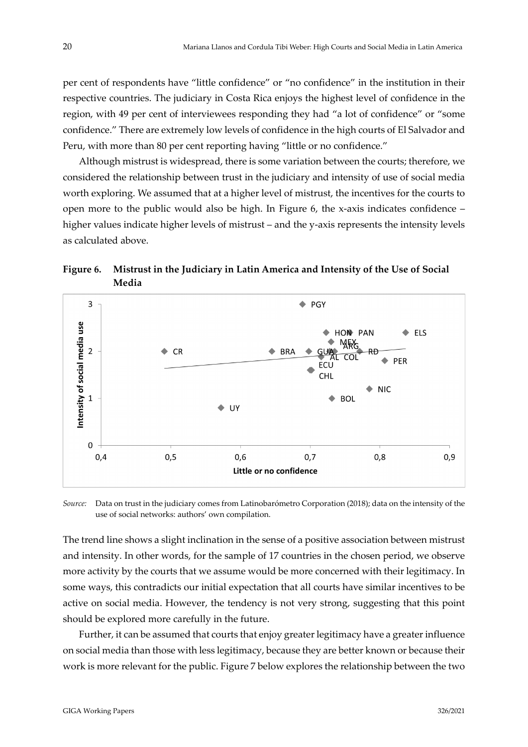per cent of respondents have "little confidence" or "no confidence" in the institution in their respective countries. The judiciary in Costa Rica enjoys the highest level of confidence in the region, with 49 per cent of interviewees responding they had "a lot of confidence" or "some confidence." There are extremely low levels of confidence in the high courts of El Salvador and Peru, with more than 80 per cent reporting having "little or no confidence."

Although mistrust is widespread, there is some variation between the courts; therefore, we considered the relationship between trust in the judiciary and intensity of use of social media worth exploring. We assumed that at a higher level of mistrust, the incentives for the courts to open more to the public would also be high. In Figure 6, the x-axis indicates confidence – higher values indicate higher levels of mistrust – and the y-axis represents the intensity levels as calculated above.

**Figure 6. Mistrust in the Judiciary in Latin America and Intensity of the Use of Social Media**

*Source:* Data on trust in the judiciary comes from Latinobarómetro Corporation (2018); data on the intensity of the use of social networks: authors' own compilation.

The trend line shows a slight inclination in the sense of a positive association between mistrust and intensity. In other words, for the sample of 17 countries in the chosen period, we observe more activity by the courts that we assume would be more concerned with their legitimacy. In some ways, this contradicts our initial expectation that all courts have similar incentives to be active on social media. However, the tendency is not very strong, suggesting that this point should be explored more carefully in the future.

Further, it can be assumed that courts that enjoy greater legitimacy have a greater influence on social media than those with less legitimacy, because they are better known or because their work is more relevant for the public. Figure 7 below explores the relationship between the two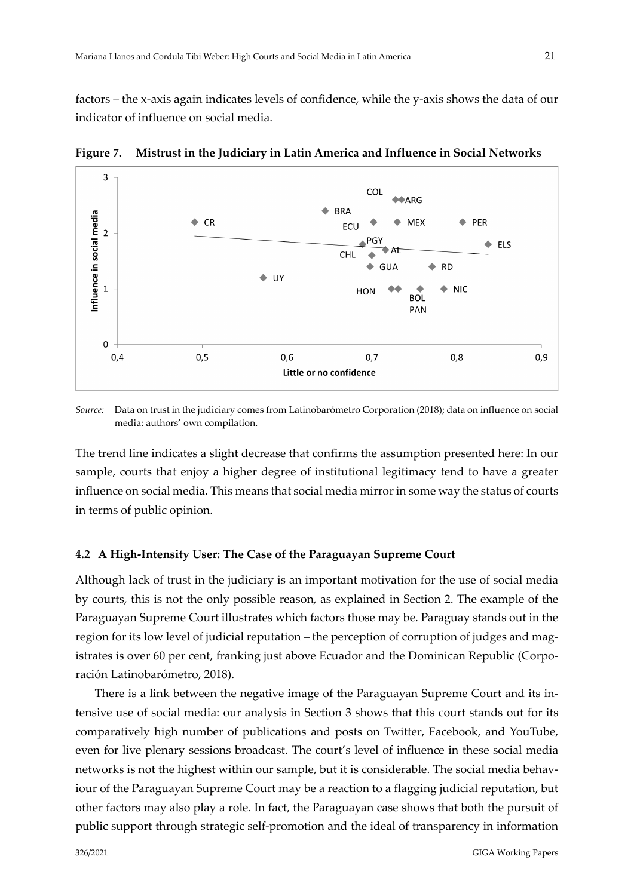factors – the x-axis again indicates levels of confidence, while the y-axis shows the data of our indicator of influence on social media.

**Figure 7. Mistrust in the Judiciary in Latin America and Influence in Social Networks**

*Source:* Data on trust in the judiciary comes from Latinobarómetro Corporation (2018); data on influence on social media: authors' own compilation.

The trend line indicates a slight decrease that confirms the assumption presented here: In our sample, courts that enjoy a higher degree of institutional legitimacy tend to have a greater influence on social media. This means that social media mirror in some way the status of courts in terms of public opinion.

### 4.2 A High-Intensity User: The Case of the Paraguayan Supreme Court

Although lack of trust in the judiciary is an important motivation for the use of social media by courts, this is not the only possible reason, as explained in Section 2. The example of the Paraguayan Supreme Court illustrates which factors those may be. Paraguay stands out in the region for its low level of judicial reputation – the perception of corruption of judges and magistrates is over 60 per cent, franking just above Ecuador and the Dominican Republic (Corporación Latinobarómetro, 2018).

There is a link between the negative image of the Paraguayan Supreme Court and its intensive use of social media: our analysis in Section 3 shows that this court stands out for its comparatively high number of publications and posts on Twitter, Facebook, and YouTube, even for live plenary sessions broadcast. The court's level of influence in these social media networks is not the highest within our sample, but it is considerable. The social media behaviour of the Paraguayan Supreme Court may be a reaction to a flagging judicial reputation, but other factors may also play a role. In fact, the Paraguayan case shows that both the pursuit of public support through strategic self-promotion and the ideal of transparency in information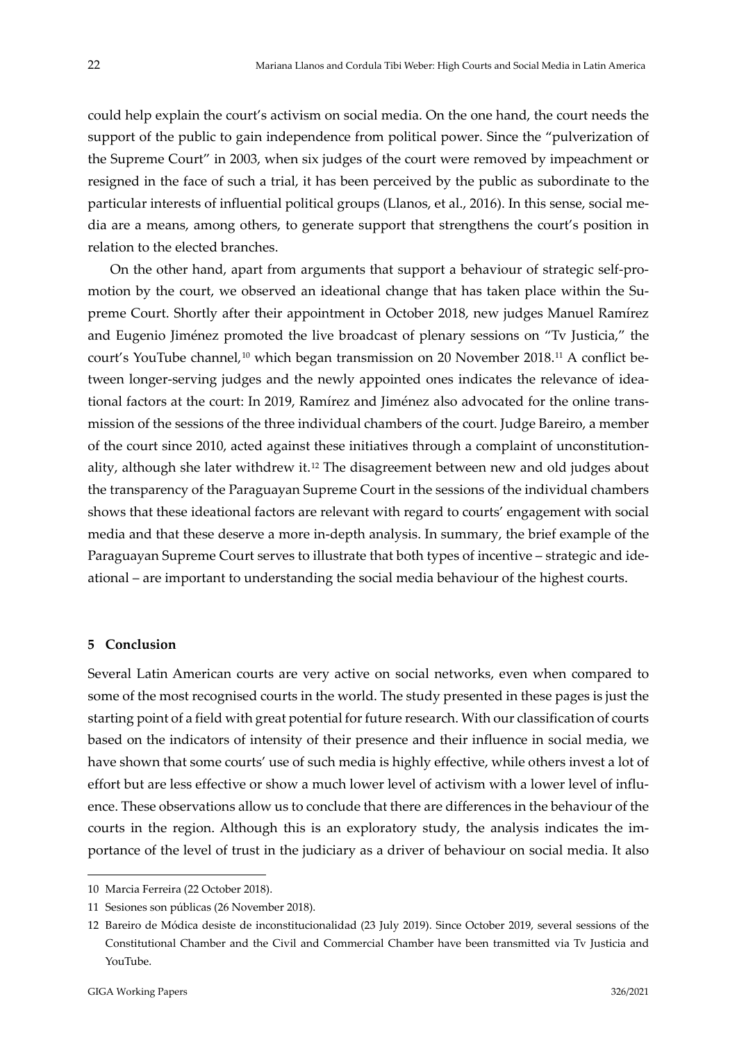could help explain the court's activism on social media. On the one hand, the court needs the support of the public to gain independence from political power. Since the "pulverization of the Supreme Court" in 2003, when six judges of the court were removed by impeachment or resigned in the face of such a trial, it has been perceived by the public as subordinate to the particular interests of influential political groups (Llanos, et al., 2016). In this sense, social media are a means, among others, to generate support that strengthens the court's position in relation to the elected branches.

On the other hand, apart from arguments that support a behaviour of strategic self-promotion by the court, we observed an ideational change that has taken place within the Supreme Court. Shortly after their appointment in October 2018, new judges Manuel Ramírez and Eugenio Jiménez promoted the live broadcast of plenary sessions on "Tv Justicia," the court's YouTube channel,[10] which began transmission on 20 November 2018.[11] A conflict between longer-serving judges and the newly appointed ones indicates the relevance of ideational factors at the court: In 2019, Ramírez and Jiménez also advocated for the online transmission of the sessions of the three individual chambers of the court. Judge Bareiro, a member of the court since 2010, acted against these initiatives through a complaint of unconstitutionality, although she later withdrew it.[12] The disagreement between new and old judges about the transparency of the Paraguayan Supreme Court in the sessions of the individual chambers shows that these ideational factors are relevant with regard to courts' engagement with social media and that these deserve a more in-depth analysis. In summary, the brief example of the Paraguayan Supreme Court serves to illustrate that both types of incentive – strategic and ideational – are important to understanding the social media behaviour of the highest courts.

## 5 Conclusion

Several Latin American courts are very active on social networks, even when compared to some of the most recognised courts in the world. The study presented in these pages is just the starting point of a field with great potential for future research. With our classification of courts based on the indicators of intensity of their presence and their influence in social media, we have shown that some courts' use of such media is highly effective, while others invest a lot of effort but are less effective or show a much lower level of activism with a lower level of influence. These observations allow us to conclude that there are differences in the behaviour of the courts in the region. Although this is an exploratory study, the analysis indicates the importance of the level of trust in the judiciary as a driver of behaviour on social media. It also

---

10 Marcia Ferreira (22 October 2018).

11 Sesiones son públicas (26 November 2018).

12 Bareiro de Módica desiste de inconstitucionalidad (23 July 2019). Since October 2019, several sessions of the Constitutional Chamber and the Civil and Commercial Chamber have been transmitted via Tv Justicia and YouTube.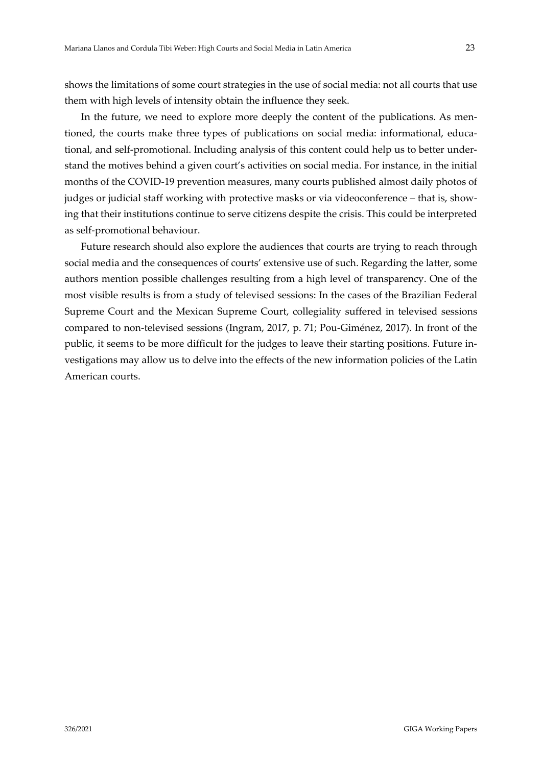shows the limitations of some court strategies in the use of social media: not all courts that use them with high levels of intensity obtain the influence they seek.

In the future, we need to explore more deeply the content of the publications. As mentioned, the courts make three types of publications on social media: informational, educational, and self-promotional. Including analysis of this content could help us to better understand the motives behind a given court's activities on social media. For instance, in the initial months of the COVID-19 prevention measures, many courts published almost daily photos of judges or judicial staff working with protective masks or via videoconference – that is, showing that their institutions continue to serve citizens despite the crisis. This could be interpreted as self-promotional behaviour.

Future research should also explore the audiences that courts are trying to reach through social media and the consequences of courts' extensive use of such. Regarding the latter, some authors mention possible challenges resulting from a high level of transparency. One of the most visible results is from a study of televised sessions: In the cases of the Brazilian Federal Supreme Court and the Mexican Supreme Court, collegiality suffered in televised sessions compared to non-televised sessions (Ingram, 2017, p. 71; Pou-Giménez, 2017). In front of the public, it seems to be more difficult for the judges to leave their starting positions. Future investigations may allow us to delve into the effects of the new information policies of the Latin American courts.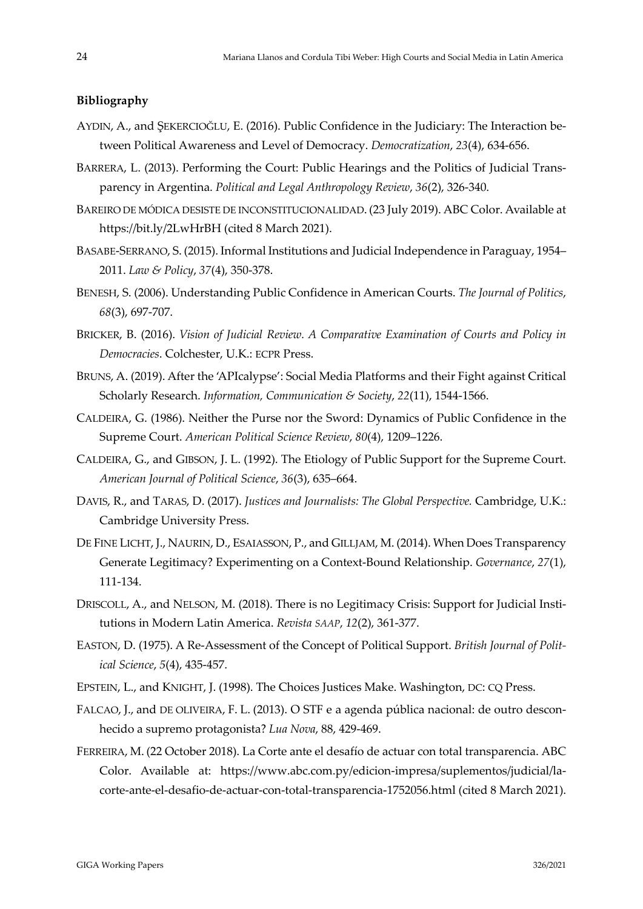**Bibliography**

AYDIN, A., and ŞEKERCIOĞLU, E. (2016). Public Confidence in the Judiciary: The Interaction between Political Awareness and Level of Democracy. *Democratization*, *23*(4), 634-656.

BARRERA, L. (2013). Performing the Court: Public Hearings and the Politics of Judicial Transparency in Argentina. *Political and Legal Anthropology Review*, *36*(2), 326-340.

BAREIRO DE MÓDICA DESISTE DE INCONSTITUCIONALIDAD. (23 July 2019). ABC Color. Available at https://bit.ly/2LwHrBH (cited 8 March 2021).

BASABE-SERRANO, S. (2015). Informal Institutions and Judicial Independence in Paraguay, 1954–2011. *Law & Policy*, *37*(4), 350-378.

BENESH, S. (2006). Understanding Public Confidence in American Courts. *The Journal of Politics*, *68*(3), 697-707.

BRICKER, B. (2016). *Vision of Judicial Review. A Comparative Examination of Courts and Policy in Democracies*. Colchester, U.K.: ECPR Press.

BRUNS, A. (2019). After the 'APIcalypse': Social Media Platforms and their Fight against Critical Scholarly Research. *Information, Communication & Society*, *22*(11), 1544-1566.

CALDEIRA, G. (1986). Neither the Purse nor the Sword: Dynamics of Public Confidence in the Supreme Court. *American Political Science Review*, *80*(4), 1209–1226.

CALDEIRA, G., and GIBSON, J. L. (1992). The Etiology of Public Support for the Supreme Court. *American Journal of Political Science*, *36*(3), 635–664.

DAVIS, R., and TARAS, D. (2017). *Justices and Journalists: The Global Perspective.* Cambridge, U.K.: Cambridge University Press.

DE FINE LICHT, J., NAURIN, D., ESAIASSON, P., and GILLJAM, M. (2014). When Does Transparency Generate Legitimacy? Experimenting on a Context-Bound Relationship. *Governance*, *27*(1), 111-134.

DRISCOLL, A., and NELSON, M. (2018). There is no Legitimacy Crisis: Support for Judicial Institutions in Modern Latin America. *Revista SAAP*, *12*(2), 361-377.

EASTON, D. (1975). A Re-Assessment of the Concept of Political Support. *British Journal of Political Science*, *5*(4), 435-457.

EPSTEIN, L., and KNIGHT, J. (1998). The Choices Justices Make. Washington, DC: CQ Press.

FALCAO, J., and DE OLIVEIRA, F. L. (2013). O STF e a agenda pública nacional: de outro desconhecido a supremo protagonista? *Lua Nova*, 88, 429-469.

FERREIRA, M. (22 October 2018). La Corte ante el desafío de actuar con total transparencia. ABC Color. Available at: https://www.abc.com.py/edicion-impresa/suplementos/judicial/la-corte-ante-el-desafio-de-actuar-con-total-transparencia-1752056.html (cited 8 March 2021).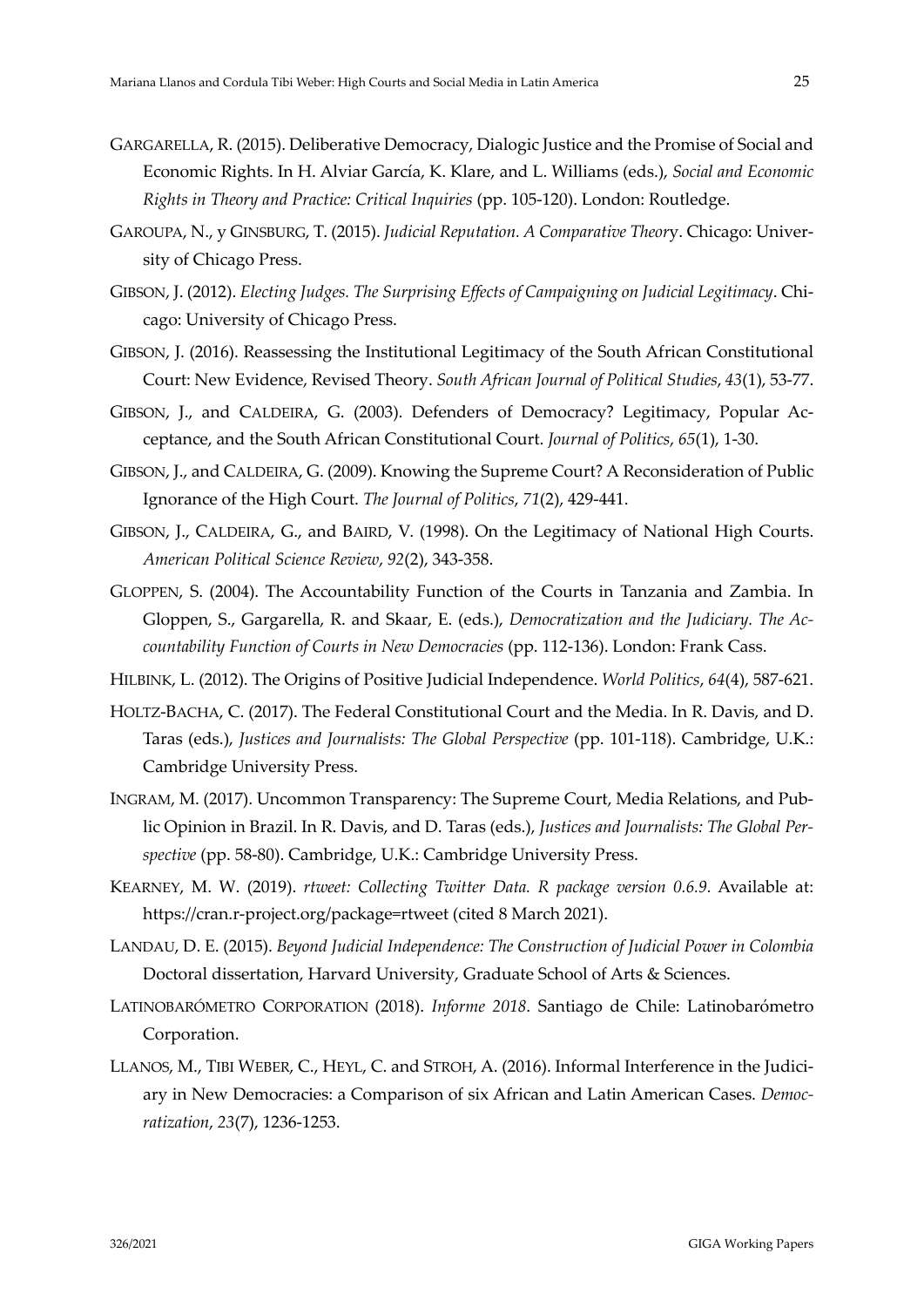GARGARELLA, R. (2015). Deliberative Democracy, Dialogic Justice and the Promise of Social and Economic Rights. In H. Alviar García, K. Klare, and L. Williams (eds.), *Social and Economic Rights in Theory and Practice: Critical Inquiries* (pp. 105-120). London: Routledge.

GAROUPA, N., y GINSBURG, T. (2015). *Judicial Reputation. A Comparative Theory*. Chicago: University of Chicago Press.

GIBSON, J. (2012). *Electing Judges. The Surprising Effects of Campaigning on Judicial Legitimacy*. Chicago: University of Chicago Press.

GIBSON, J. (2016). Reassessing the Institutional Legitimacy of the South African Constitutional Court: New Evidence, Revised Theory. *South African Journal of Political Studies*, *43*(1), 53-77.

GIBSON, J., and CALDEIRA, G. (2003). Defenders of Democracy? Legitimacy, Popular Acceptance, and the South African Constitutional Court. *Journal of Politics*, *65*(1), 1-30.

GIBSON, J., and CALDEIRA, G. (2009). Knowing the Supreme Court? A Reconsideration of Public Ignorance of the High Court. *The Journal of Politics*, *71*(2), 429-441.

GIBSON, J., CALDEIRA, G., and BAIRD, V. (1998). On the Legitimacy of National High Courts. *American Political Science Review*, *92*(2), 343-358.

GLOPPEN, S. (2004). The Accountability Function of the Courts in Tanzania and Zambia. In Gloppen, S., Gargarella, R. and Skaar, E. (eds.), *Democratization and the Judiciary. The Accountability Function of Courts in New Democracies* (pp. 112-136). London: Frank Cass.

HILBINK, L. (2012). The Origins of Positive Judicial Independence. *World Politics*, *64*(4), 587-621.

HOLTZ-BACHA, C. (2017). The Federal Constitutional Court and the Media. In R. Davis, and D. Taras (eds.), *Justices and Journalists: The Global Perspective* (pp. 101-118). Cambridge, U.K.: Cambridge University Press.

INGRAM, M. (2017). Uncommon Transparency: The Supreme Court, Media Relations, and Public Opinion in Brazil. In R. Davis, and D. Taras (eds.), *Justices and Journalists: The Global Perspective* (pp. 58-80). Cambridge, U.K.: Cambridge University Press.

KEARNEY, M. W. (2019). *rtweet: Collecting Twitter Data. R package version 0.6.9*. Available at: https://cran.r-project.org/package=rtweet (cited 8 March 2021).

LANDAU, D. E. (2015). *Beyond Judicial Independence: The Construction of Judicial Power in Colombia* Doctoral dissertation, Harvard University, Graduate School of Arts & Sciences.

LATINOBARÓMETRO CORPORATION (2018). *Informe 2018*. Santiago de Chile: Latinobarómetro Corporation.

LLANOS, M., TIBI WEBER, C., HEYL, C. and STROH, A. (2016). Informal Interference in the Judiciary in New Democracies: a Comparison of six African and Latin American Cases. *Democratization*, *23*(7), 1236-1253.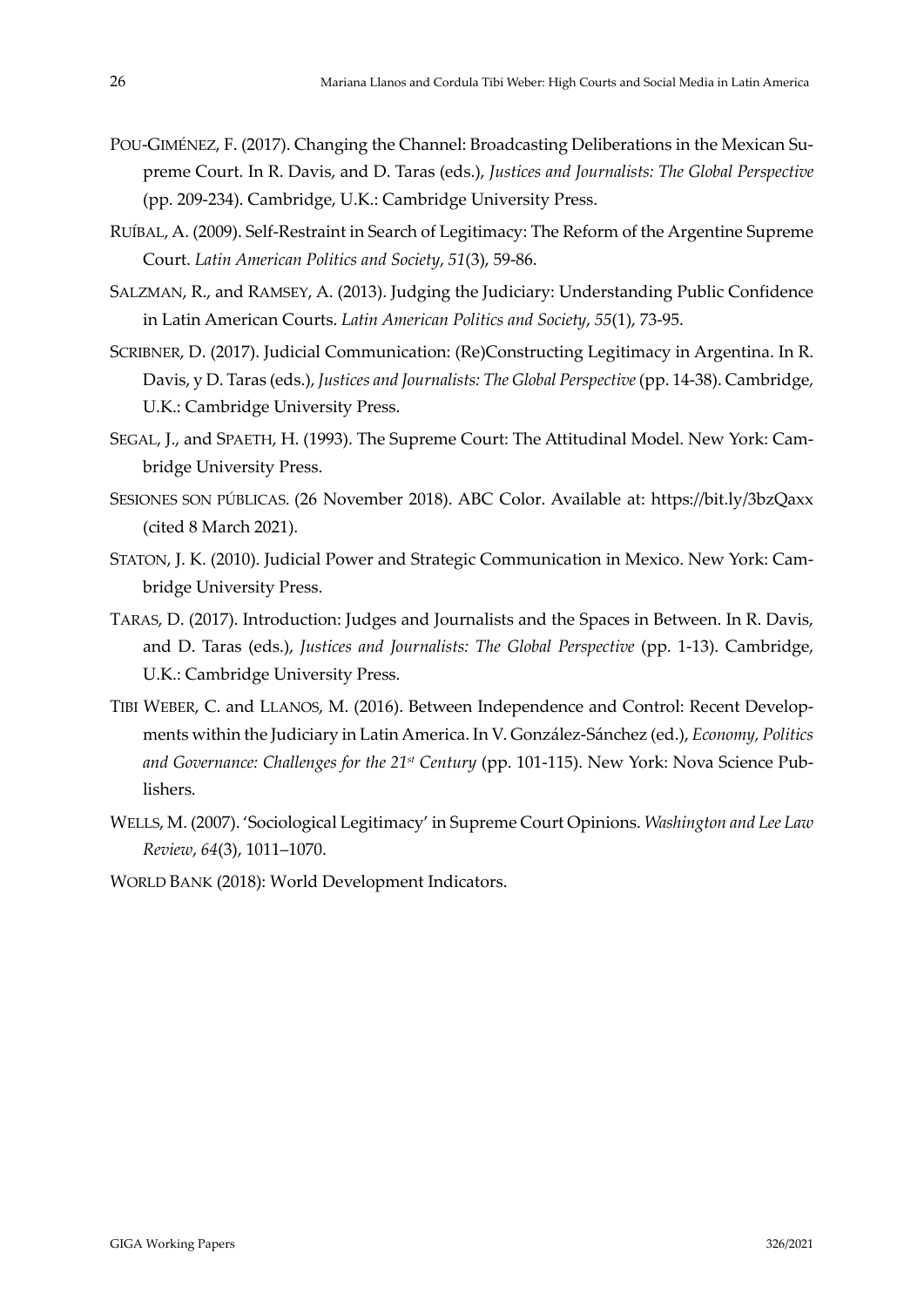POU-GIMÉNEZ, F. (2017). Changing the Channel: Broadcasting Deliberations in the Mexican Supreme Court. In R. Davis, and D. Taras (eds.), *Justices and Journalists: The Global Perspective* (pp. 209-234). Cambridge, U.K.: Cambridge University Press.

RUÍBAL, A. (2009). Self-Restraint in Search of Legitimacy: The Reform of the Argentine Supreme Court. *Latin American Politics and Society*, *51*(3), 59-86.

SALZMAN, R., and RAMSEY, A. (2013). Judging the Judiciary: Understanding Public Confidence in Latin American Courts. *Latin American Politics and Society*, *55*(1), 73-95.

SCRIBNER, D. (2017). Judicial Communication: (Re)Constructing Legitimacy in Argentina. In R. Davis, y D. Taras (eds.), *Justices and Journalists: The Global Perspective* (pp. 14-38). Cambridge, U.K.: Cambridge University Press.

SEGAL, J., and SPAETH, H. (1993). The Supreme Court: The Attitudinal Model. New York: Cambridge University Press.

SESIONES SON PÚBLICAS. (26 November 2018). ABC Color. Available at: https://bit.ly/3bzQaxx (cited 8 March 2021).

STATON, J. K. (2010). Judicial Power and Strategic Communication in Mexico. New York: Cambridge University Press.

TARAS, D. (2017). Introduction: Judges and Journalists and the Spaces in Between. In R. Davis, and D. Taras (eds.), *Justices and Journalists: The Global Perspective* (pp. 1-13). Cambridge, U.K.: Cambridge University Press.

TIBI WEBER, C. and LLANOS, M. (2016). Between Independence and Control: Recent Developments within the Judiciary in Latin America. In V. González-Sánchez (ed.), *Economy, Politics and Governance: Challenges for the 21st Century* (pp. 101-115). New York: Nova Science Publishers.

WELLS, M. (2007). 'Sociological Legitimacy' in Supreme Court Opinions. *Washington and Lee Law Review*, *64*(3), 1011–1070.

WORLD BANK (2018): World Development Indicators.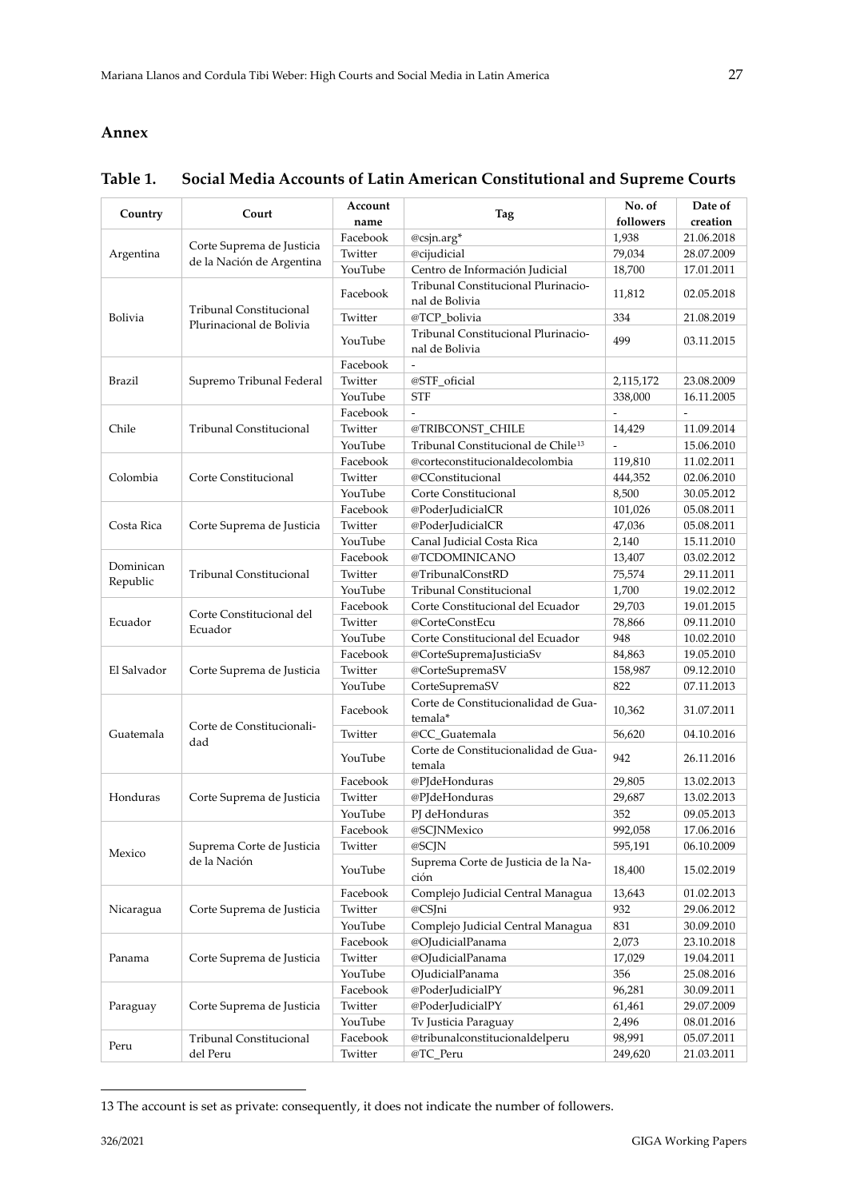## Annex

**Table 1. Social Media Accounts of Latin American Constitutional and Supreme Courts**

| Country | Court | Account name | Tag | No. of followers | Date of creation |
|---|---|---|---|---|---|
| Argentina | Corte Suprema de Justicia de la Nación de Argentina | Facebook | @csjn.arg* | 1,938 | 21.06.2018 |
| | | Twitter | @cijudicial | 79,034 | 28.07.2009 |
| | | YouTube | Centro de Información Judicial | 18,700 | 17.01.2011 |
| Bolivia | Tribunal Constitucional Plurinacional de Bolivia | Facebook | Tribunal Constitucional Plurinacional de Bolivia | 11,812 | 02.05.2018 |
| | | Twitter | @TCP_bolivia | 334 | 21.08.2019 |
| | | YouTube | Tribunal Constitucional Plurinacional de Bolivia | 499 | 03.11.2015 |
| Brazil | Supremo Tribunal Federal | Facebook | - | | |
| | | Twitter | @STF_oficial | 2,115,172 | 23.08.2009 |
| | | YouTube | STF | 338,000 | 16.11.2005 |
| Chile | Tribunal Constitucional | Facebook | - | - | - |
| | | Twitter | @TRIBCONST_CHILE | 14,429 | 11.09.2014 |
| | | YouTube | Tribunal Constitucional de Chile[13] | - | 15.06.2010 |
| Colombia | Corte Constitucional | Facebook | @corteconstitucionaldecolombia | 119,810 | 11.02.2011 |
| | | Twitter | @CConstitucional | 444,352 | 02.06.2010 |
| | | YouTube | Corte Constitucional | 8,500 | 30.05.2012 |
| Costa Rica | Corte Suprema de Justicia | Facebook | @PoderJudicialCR | 101,026 | 05.08.2011 |
| | | Twitter | @PoderJudicialCR | 47,036 | 05.08.2011 |
| | | YouTube | Canal Judicial Costa Rica | 2,140 | 15.11.2010 |
| Dominican Republic | Tribunal Constitucional | Facebook | @TCDOMINICANO | 13,407 | 03.02.2012 |
| | | Twitter | @TribunalConstRD | 75,574 | 29.11.2011 |
| | | YouTube | Tribunal Constitucional | 1,700 | 19.02.2012 |
| Ecuador | Corte Constitucional del Ecuador | Facebook | Corte Constitucional del Ecuador | 29,703 | 19.01.2015 |
| | | Twitter | @CorteConstEcu | 78,866 | 09.11.2010 |
| | | YouTube | Corte Constitucional del Ecuador | 948 | 10.02.2010 |
| El Salvador | Corte Suprema de Justicia | Facebook | @CorteSupremaJusticiaSv | 84,863 | 19.05.2010 |
| | | Twitter | @CorteSupremaSV | 158,987 | 09.12.2010 |
| | | YouTube | CorteSupremaSV | 822 | 07.11.2013 |
| Guatemala | Corte de Constitucionalidad | Facebook | Corte de Constitucionalidad de Guatemala* | 10,362 | 31.07.2011 |
| | | Twitter | @CC_Guatemala | 56,620 | 04.10.2016 |
| | | YouTube | Corte de Constitucionalidad de Guatemala | 942 | 26.11.2016 |
| Honduras | Corte Suprema de Justicia | Facebook | @PJdeHonduras | 29,805 | 13.02.2013 |
| | | Twitter | @PJdeHonduras | 29,687 | 13.02.2013 |
| | | YouTube | PJ deHonduras | 352 | 09.05.2013 |
| Mexico | Suprema Corte de Justicia de la Nación | Facebook | @SCJNMexico | 992,058 | 17.06.2016 |
| | | Twitter | @SCJN | 595,191 | 06.10.2009 |
| | | YouTube | Suprema Corte de Justicia de la Nación | 18,400 | 15.02.2019 |
| Nicaragua | Corte Suprema de Justicia | Facebook | Complejo Judicial Central Managua | 13,643 | 01.02.2013 |
| | | Twitter | @CSJni | 932 | 29.06.2012 |
| | | YouTube | Complejo Judicial Central Managua | 831 | 30.09.2010 |
| Panama | Corte Suprema de Justicia | Facebook | @OJudicialPanama | 2,073 | 23.10.2018 |
| | | Twitter | @OJudicialPanama | 17,029 | 19.04.2011 |
| | | YouTube | OJudicialPanama | 356 | 25.08.2016 |
| Paraguay | Corte Suprema de Justicia | Facebook | @PoderJudicialPY | 96,281 | 30.09.2011 |
| | | Twitter | @PoderJudicialPY | 61,461 | 29.07.2009 |
| | | YouTube | Tv Justicia Paraguay | 2,496 | 08.01.2016 |
| Peru | Tribunal Constitucional del Peru | Facebook | @tribunalconstitucionaldelperu | 98,991 | 05.07.2011 |
| | | Twitter | @TC_Peru | 249,620 | 21.03.2011 |

13 The account is set as private: consequently, it does not indicate the number of followers.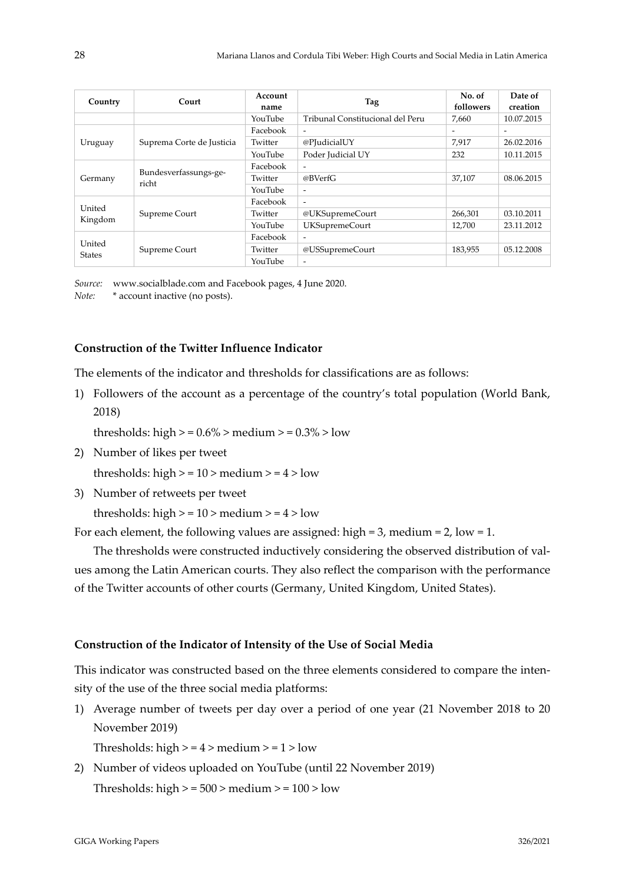| Country | Court | Account name | Tag | No. of followers | Date of creation |
|---|---|---|---|---|---|
| | | YouTube | Tribunal Constitucional del Peru | 7,660 | 10.07.2015 |
| Uruguay | Suprema Corte de Justicia | Facebook | - | - | - |
| | | Twitter | @PJudicialUY | 7,917 | 26.02.2016 |
| | | YouTube | Poder Judicial UY | 232 | 10.11.2015 |
| Germany | Bundesverfassungs-gericht | Facebook | - | | |
| | | Twitter | @BVerfG | 37,107 | 08.06.2015 |
| | | YouTube | - | | |
| United Kingdom | Supreme Court | Facebook | - | | |
| | | Twitter | @UKSupremeCourt | 266,301 | 03.10.2011 |
| | | YouTube | UKSupremeCourt | 12,700 | 23.11.2012 |
| United States | Supreme Court | Facebook | - | | |
| | | Twitter | @USSupremeCourt | 183,955 | 05.12.2008 |
| | | YouTube | - | | |

*Source:* www.socialblade.com and Facebook pages, 4 June 2020.
*Note:* * account inactive (no posts).

**Construction of the Twitter Influence Indicator**

The elements of the indicator and thresholds for classifications are as follows:

1) Followers of the account as a percentage of the country's total population (World Bank, 2018)

   thresholds: high > = 0.6% > medium > = 0.3% > low

2) Number of likes per tweet

   thresholds: high > = 10 > medium > = 4 > low

3) Number of retweets per tweet

   thresholds: high > = 10 > medium > = 4 > low

For each element, the following values are assigned: high = 3, medium = 2, low = 1.

The thresholds were constructed inductively considering the observed distribution of values among the Latin American courts. They also reflect the comparison with the performance of the Twitter accounts of other courts (Germany, United Kingdom, United States).

**Construction of the Indicator of Intensity of the Use of Social Media**

This indicator was constructed based on the three elements considered to compare the intensity of the use of the three social media platforms:

1) Average number of tweets per day over a period of one year (21 November 2018 to 20 November 2019)

   Thresholds: high > = 4 > medium > = 1 > low

2) Number of videos uploaded on YouTube (until 22 November 2019)

   Thresholds: high > = 500 > medium > = 100 > low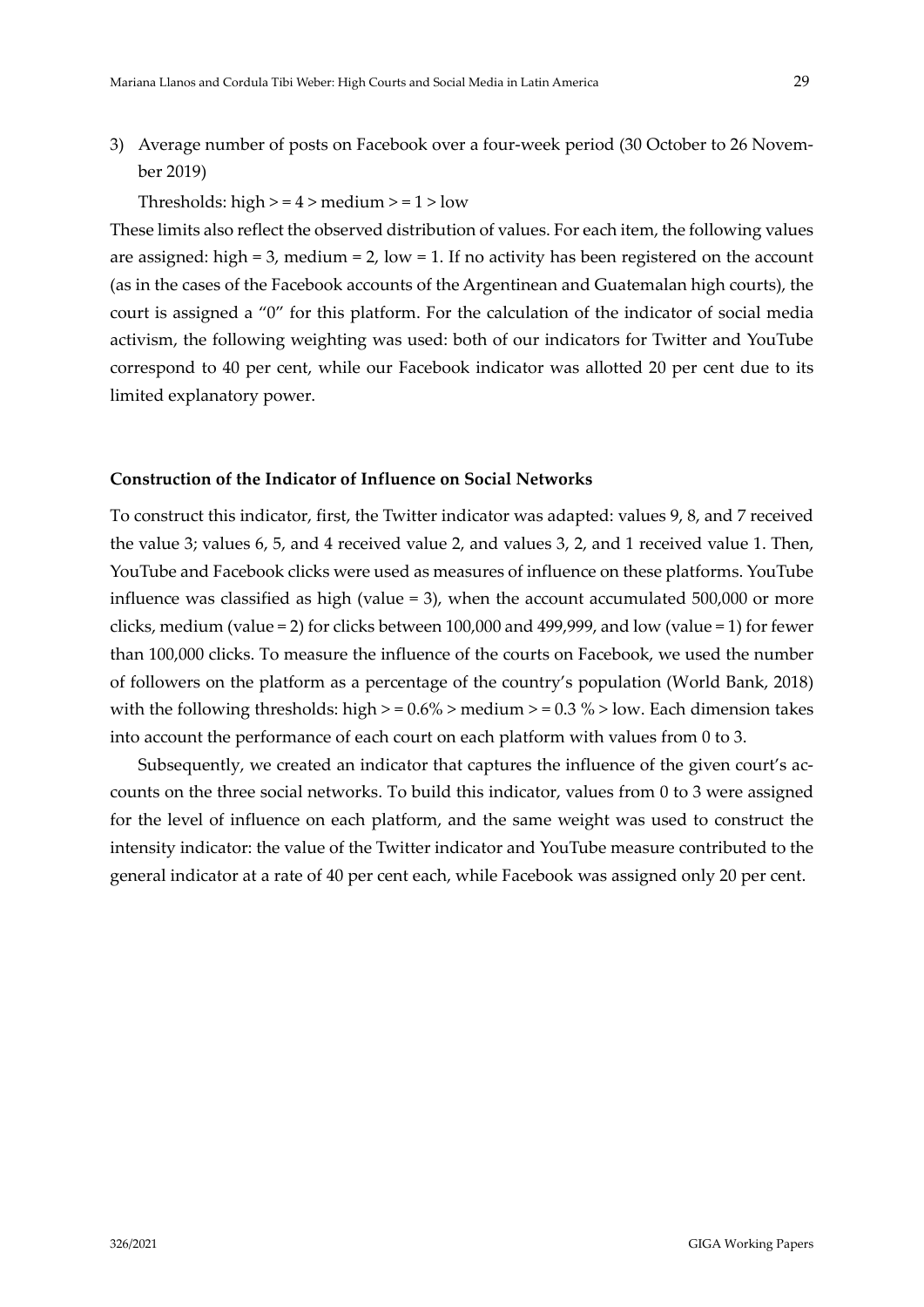3) Average number of posts on Facebook over a four-week period (30 October to 26 November 2019)

   Thresholds: high > = 4 > medium > = 1 > low

These limits also reflect the observed distribution of values. For each item, the following values are assigned: high = 3, medium = 2, low = 1. If no activity has been registered on the account (as in the cases of the Facebook accounts of the Argentinean and Guatemalan high courts), the court is assigned a "0" for this platform. For the calculation of the indicator of social media activism, the following weighting was used: both of our indicators for Twitter and YouTube correspond to 40 per cent, while our Facebook indicator was allotted 20 per cent due to its limited explanatory power.

**Construction of the Indicator of Influence on Social Networks**

To construct this indicator, first, the Twitter indicator was adapted: values 9, 8, and 7 received the value 3; values 6, 5, and 4 received value 2, and values 3, 2, and 1 received value 1. Then, YouTube and Facebook clicks were used as measures of influence on these platforms. YouTube influence was classified as high (value = 3), when the account accumulated 500,000 or more clicks, medium (value = 2) for clicks between 100,000 and 499,999, and low (value = 1) for fewer than 100,000 clicks. To measure the influence of the courts on Facebook, we used the number of followers on the platform as a percentage of the country's population (World Bank, 2018) with the following thresholds: high > = 0.6% > medium > = 0.3 % > low. Each dimension takes into account the performance of each court on each platform with values from 0 to 3.

Subsequently, we created an indicator that captures the influence of the given court's accounts on the three social networks. To build this indicator, values from 0 to 3 were assigned for the level of influence on each platform, and the same weight was used to construct the intensity indicator: the value of the Twitter indicator and YouTube measure contributed to the general indicator at a rate of 40 per cent each, while Facebook was assigned only 20 per cent.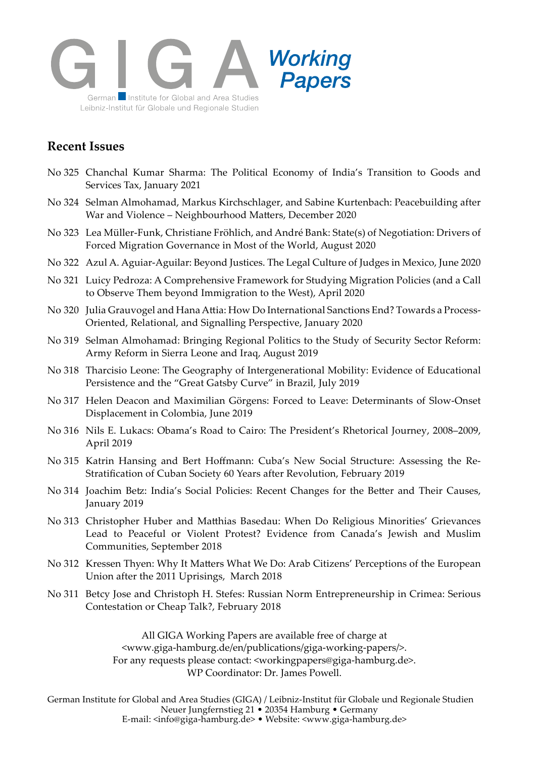GIGA Working Papers

German Institute for Global and Area Studies
Leibniz-Institut für Globale und Regionale Studien

## Recent Issues

No 325 Chanchal Kumar Sharma: The Political Economy of India's Transition to Goods and Services Tax, January 2021

No 324 Selman Almohamad, Markus Kirchschlager, and Sabine Kurtenbach: Peacebuilding after War and Violence – Neighbourhood Matters, December 2020

No 323 Lea Müller-Funk, Christiane Fröhlich, and André Bank: State(s) of Negotiation: Drivers of Forced Migration Governance in Most of the World, August 2020

No 322 Azul A. Aguiar-Aguilar: Beyond Justices. The Legal Culture of Judges in Mexico, June 2020

No 321 Luicy Pedroza: A Comprehensive Framework for Studying Migration Policies (and a Call to Observe Them beyond Immigration to the West), April 2020

No 320 Julia Grauvogel and Hana Attia: How Do International Sanctions End? Towards a Process-Oriented, Relational, and Signalling Perspective, January 2020

No 319 Selman Almohamad: Bringing Regional Politics to the Study of Security Sector Reform: Army Reform in Sierra Leone and Iraq, August 2019

No 318 Tharcisio Leone: The Geography of Intergenerational Mobility: Evidence of Educational Persistence and the "Great Gatsby Curve" in Brazil, July 2019

No 317 Helen Deacon and Maximilian Görgens: Forced to Leave: Determinants of Slow-Onset Displacement in Colombia, June 2019

No 316 Nils E. Lukacs: Obama's Road to Cairo: The President's Rhetorical Journey, 2008–2009, April 2019

No 315 Katrin Hansing and Bert Hoffmann: Cuba's New Social Structure: Assessing the Re-Stratification of Cuban Society 60 Years after Revolution, February 2019

No 314 Joachim Betz: India's Social Policies: Recent Changes for the Better and Their Causes, January 2019

No 313 Christopher Huber and Matthias Basedau: When Do Religious Minorities' Grievances Lead to Peaceful or Violent Protest? Evidence from Canada's Jewish and Muslim Communities, September 2018

No 312 Kressen Thyen: Why It Matters What We Do: Arab Citizens' Perceptions of the European Union after the 2011 Uprisings, March 2018

No 311 Betcy Jose and Christoph H. Stefes: Russian Norm Entrepreneurship in Crimea: Serious Contestation or Cheap Talk?, February 2018

All GIGA Working Papers are available free of charge at
<www.giga-hamburg.de/en/publications/giga-working-papers/>.
For any requests please contact: <workingpapers@giga-hamburg.de>.
WP Coordinator: Dr. James Powell.

German Institute for Global and Area Studies (GIGA) / Leibniz-Institut für Globale und Regionale Studien
Neuer Jungfernstieg 21 • 20354 Hamburg • Germany
E-mail: <info@giga-hamburg.de> • Website: <www.giga-hamburg.de>